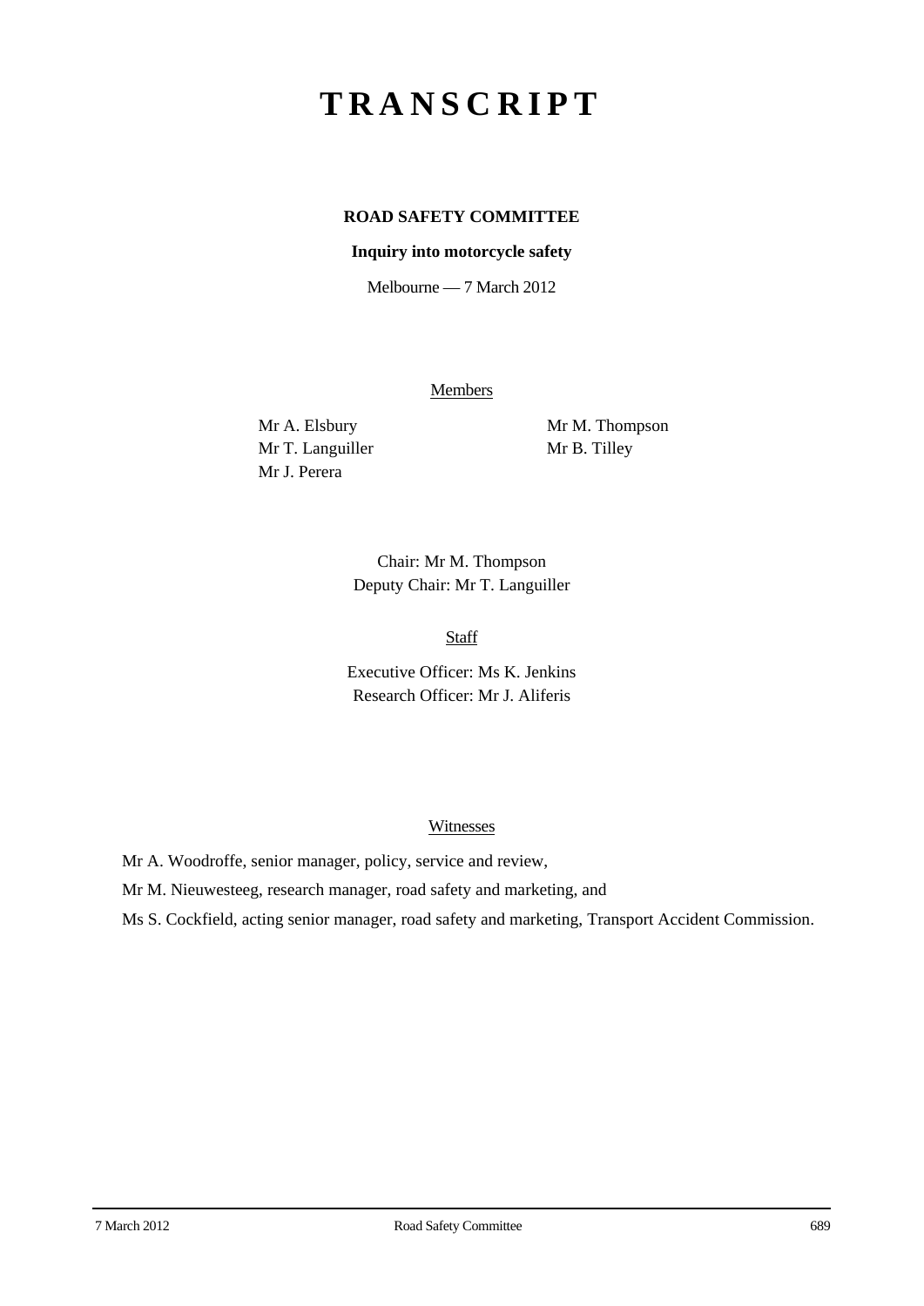# TRANSCRIPT

**ROAD SAFETY COMMITTEE**

**Inquiry into motorcycle safety**

Melbourne — 7 March 2012

Members

Mr A. Elsbury
Mr T. Languiller
Mr J. Perera
Mr M. Thompson
Mr B. Tilley

Chair: Mr M. Thompson
Deputy Chair: Mr T. Languiller

Staff

Executive Officer: Ms K. Jenkins
Research Officer: Mr J. Aliferis

Witnesses

Mr A. Woodroffe, senior manager, policy, service and review,

Mr M. Nieuwesteeg, research manager, road safety and marketing, and

Ms S. Cockfield, acting senior manager, road safety and marketing, Transport Accident Commission.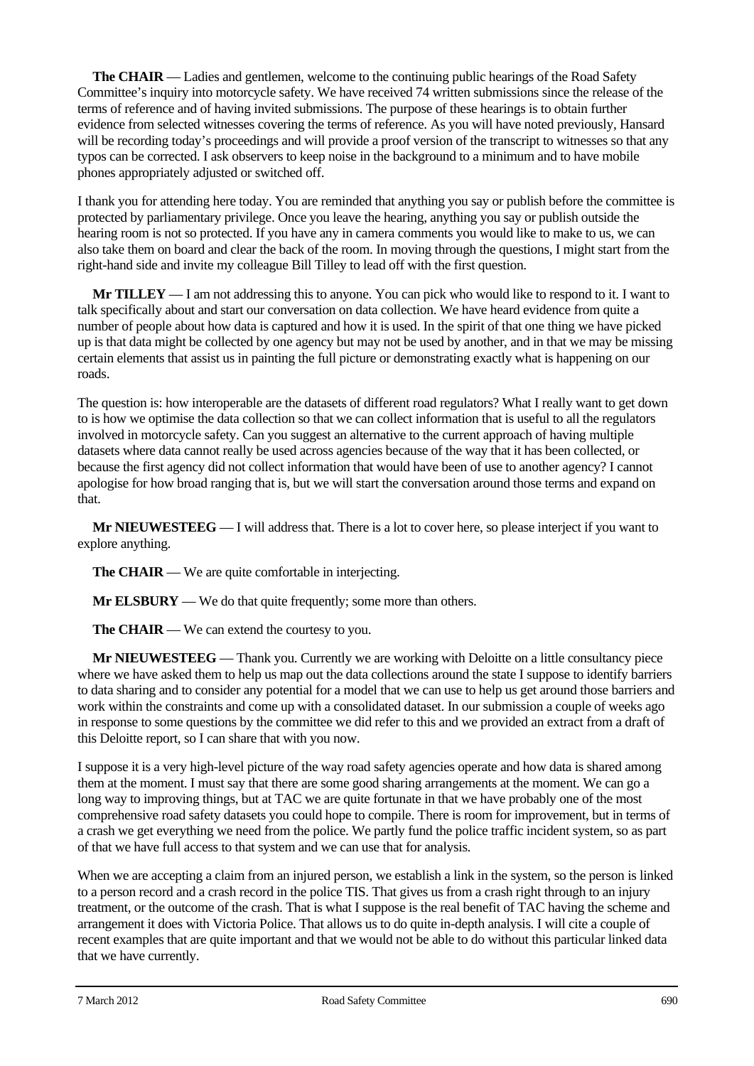**The CHAIR** — Ladies and gentlemen, welcome to the continuing public hearings of the Road Safety Committee's inquiry into motorcycle safety. We have received 74 written submissions since the release of the terms of reference and of having invited submissions. The purpose of these hearings is to obtain further evidence from selected witnesses covering the terms of reference. As you will have noted previously, Hansard will be recording today's proceedings and will provide a proof version of the transcript to witnesses so that any typos can be corrected. I ask observers to keep noise in the background to a minimum and to have mobile phones appropriately adjusted or switched off.

I thank you for attending here today. You are reminded that anything you say or publish before the committee is protected by parliamentary privilege. Once you leave the hearing, anything you say or publish outside the hearing room is not so protected. If you have any in camera comments you would like to make to us, we can also take them on board and clear the back of the room. In moving through the questions, I might start from the right-hand side and invite my colleague Bill Tilley to lead off with the first question.

**Mr TILLEY** — I am not addressing this to anyone. You can pick who would like to respond to it. I want to talk specifically about and start our conversation on data collection. We have heard evidence from quite a number of people about how data is captured and how it is used. In the spirit of that one thing we have picked up is that data might be collected by one agency but may not be used by another, and in that we may be missing certain elements that assist us in painting the full picture or demonstrating exactly what is happening on our roads.

The question is: how interoperable are the datasets of different road regulators? What I really want to get down to is how we optimise the data collection so that we can collect information that is useful to all the regulators involved in motorcycle safety. Can you suggest an alternative to the current approach of having multiple datasets where data cannot really be used across agencies because of the way that it has been collected, or because the first agency did not collect information that would have been of use to another agency? I cannot apologise for how broad ranging that is, but we will start the conversation around those terms and expand on that.

**Mr NIEUWESTEEG** — I will address that. There is a lot to cover here, so please interject if you want to explore anything.

**The CHAIR** — We are quite comfortable in interjecting.

**Mr ELSBURY** — We do that quite frequently; some more than others.

**The CHAIR** — We can extend the courtesy to you.

**Mr NIEUWESTEEG** — Thank you. Currently we are working with Deloitte on a little consultancy piece where we have asked them to help us map out the data collections around the state I suppose to identify barriers to data sharing and to consider any potential for a model that we can use to help us get around those barriers and work within the constraints and come up with a consolidated dataset. In our submission a couple of weeks ago in response to some questions by the committee we did refer to this and we provided an extract from a draft of this Deloitte report, so I can share that with you now.

I suppose it is a very high-level picture of the way road safety agencies operate and how data is shared among them at the moment. I must say that there are some good sharing arrangements at the moment. We can go a long way to improving things, but at TAC we are quite fortunate in that we have probably one of the most comprehensive road safety datasets you could hope to compile. There is room for improvement, but in terms of a crash we get everything we need from the police. We partly fund the police traffic incident system, so as part of that we have full access to that system and we can use that for analysis.

When we are accepting a claim from an injured person, we establish a link in the system, so the person is linked to a person record and a crash record in the police TIS. That gives us from a crash right through to an injury treatment, or the outcome of the crash. That is what I suppose is the real benefit of TAC having the scheme and arrangement it does with Victoria Police. That allows us to do quite in-depth analysis. I will cite a couple of recent examples that are quite important and that we would not be able to do without this particular linked data that we have currently.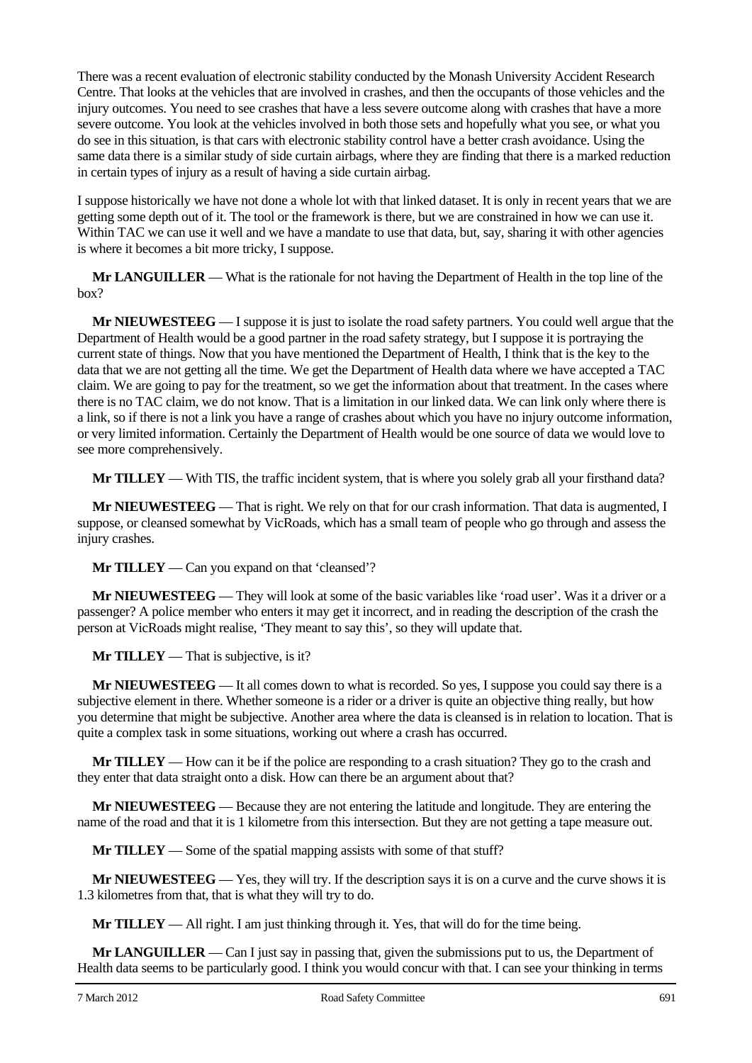There was a recent evaluation of electronic stability conducted by the Monash University Accident Research Centre. That looks at the vehicles that are involved in crashes, and then the occupants of those vehicles and the injury outcomes. You need to see crashes that have a less severe outcome along with crashes that have a more severe outcome. You look at the vehicles involved in both those sets and hopefully what you see, or what you do see in this situation, is that cars with electronic stability control have a better crash avoidance. Using the same data there is a similar study of side curtain airbags, where they are finding that there is a marked reduction in certain types of injury as a result of having a side curtain airbag.

I suppose historically we have not done a whole lot with that linked dataset. It is only in recent years that we are getting some depth out of it. The tool or the framework is there, but we are constrained in how we can use it. Within TAC we can use it well and we have a mandate to use that data, but, say, sharing it with other agencies is where it becomes a bit more tricky, I suppose.

**Mr LANGUILLER** — What is the rationale for not having the Department of Health in the top line of the box?

**Mr NIEUWESTEEG** — I suppose it is just to isolate the road safety partners. You could well argue that the Department of Health would be a good partner in the road safety strategy, but I suppose it is portraying the current state of things. Now that you have mentioned the Department of Health, I think that is the key to the data that we are not getting all the time. We get the Department of Health data where we have accepted a TAC claim. We are going to pay for the treatment, so we get the information about that treatment. In the cases where there is no TAC claim, we do not know. That is a limitation in our linked data. We can link only where there is a link, so if there is not a link you have a range of crashes about which you have no injury outcome information, or very limited information. Certainly the Department of Health would be one source of data we would love to see more comprehensively.

**Mr TILLEY** — With TIS, the traffic incident system, that is where you solely grab all your firsthand data?

**Mr NIEUWESTEEG** — That is right. We rely on that for our crash information. That data is augmented, I suppose, or cleansed somewhat by VicRoads, which has a small team of people who go through and assess the injury crashes.

**Mr TILLEY** — Can you expand on that 'cleansed'?

**Mr NIEUWESTEEG** — They will look at some of the basic variables like 'road user'. Was it a driver or a passenger? A police member who enters it may get it incorrect, and in reading the description of the crash the person at VicRoads might realise, 'They meant to say this', so they will update that.

**Mr TILLEY** — That is subjective, is it?

**Mr NIEUWESTEEG** — It all comes down to what is recorded. So yes, I suppose you could say there is a subjective element in there. Whether someone is a rider or a driver is quite an objective thing really, but how you determine that might be subjective. Another area where the data is cleansed is in relation to location. That is quite a complex task in some situations, working out where a crash has occurred.

**Mr TILLEY** — How can it be if the police are responding to a crash situation? They go to the crash and they enter that data straight onto a disk. How can there be an argument about that?

**Mr NIEUWESTEEG** — Because they are not entering the latitude and longitude. They are entering the name of the road and that it is 1 kilometre from this intersection. But they are not getting a tape measure out.

**Mr TILLEY** — Some of the spatial mapping assists with some of that stuff?

**Mr NIEUWESTEEG** — Yes, they will try. If the description says it is on a curve and the curve shows it is 1.3 kilometres from that, that is what they will try to do.

**Mr TILLEY** — All right. I am just thinking through it. Yes, that will do for the time being.

**Mr LANGUILLER** — Can I just say in passing that, given the submissions put to us, the Department of Health data seems to be particularly good. I think you would concur with that. I can see your thinking in terms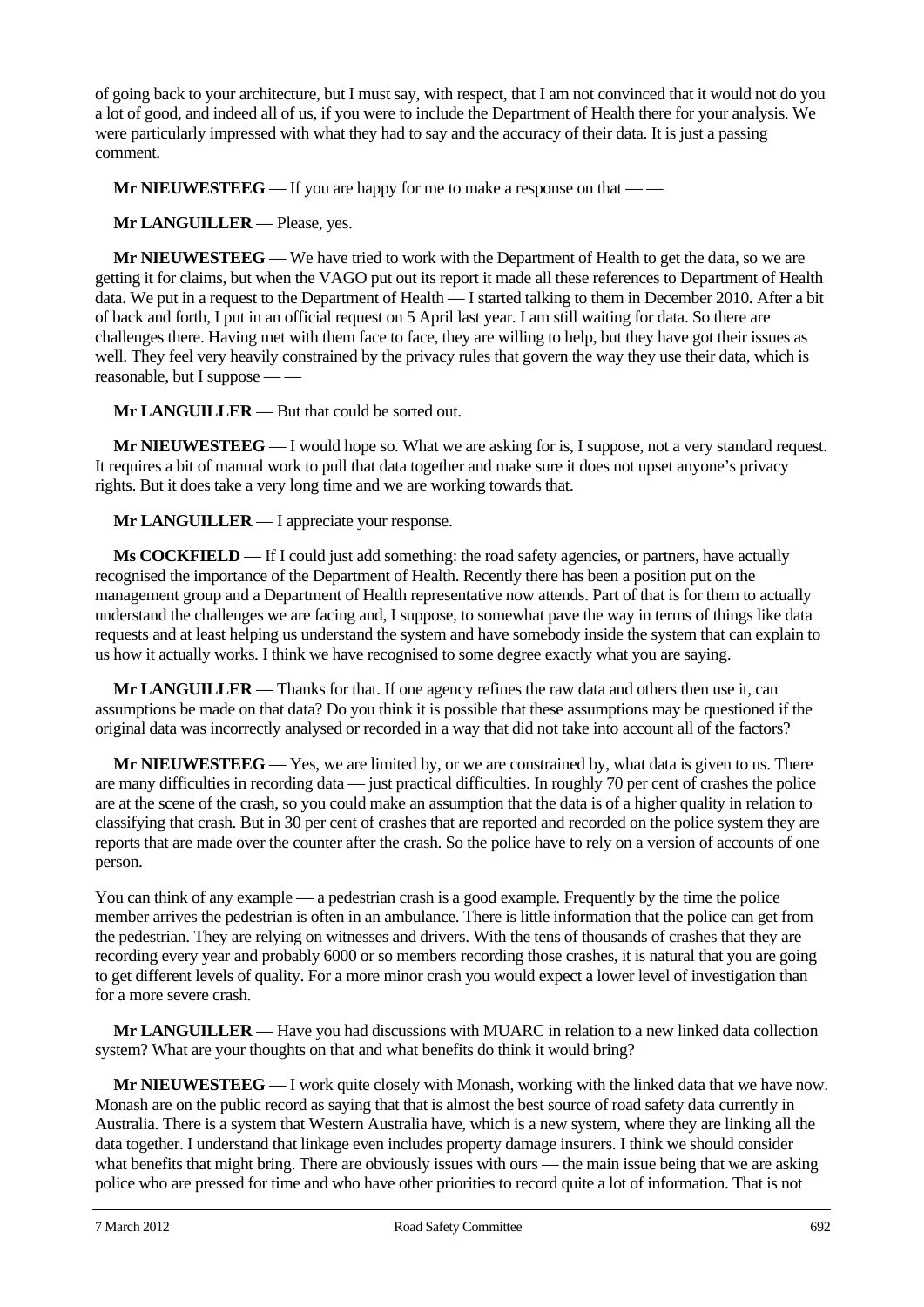of going back to your architecture, but I must say, with respect, that I am not convinced that it would not do you a lot of good, and indeed all of us, if you were to include the Department of Health there for your analysis. We were particularly impressed with what they had to say and the accuracy of their data. It is just a passing comment.

**Mr NIEUWESTEEG** — If you are happy for me to make a response on that — —

**Mr LANGUILLER** — Please, yes.

**Mr NIEUWESTEEG** — We have tried to work with the Department of Health to get the data, so we are getting it for claims, but when the VAGO put out its report it made all these references to Department of Health data. We put in a request to the Department of Health — I started talking to them in December 2010. After a bit of back and forth, I put in an official request on 5 April last year. I am still waiting for data. So there are challenges there. Having met with them face to face, they are willing to help, but they have got their issues as well. They feel very heavily constrained by the privacy rules that govern the way they use their data, which is reasonable, but I suppose — —

**Mr LANGUILLER** — But that could be sorted out.

**Mr NIEUWESTEEG** — I would hope so. What we are asking for is, I suppose, not a very standard request. It requires a bit of manual work to pull that data together and make sure it does not upset anyone's privacy rights. But it does take a very long time and we are working towards that.

**Mr LANGUILLER** — I appreciate your response.

**Ms COCKFIELD** — If I could just add something: the road safety agencies, or partners, have actually recognised the importance of the Department of Health. Recently there has been a position put on the management group and a Department of Health representative now attends. Part of that is for them to actually understand the challenges we are facing and, I suppose, to somewhat pave the way in terms of things like data requests and at least helping us understand the system and have somebody inside the system that can explain to us how it actually works. I think we have recognised to some degree exactly what you are saying.

**Mr LANGUILLER** — Thanks for that. If one agency refines the raw data and others then use it, can assumptions be made on that data? Do you think it is possible that these assumptions may be questioned if the original data was incorrectly analysed or recorded in a way that did not take into account all of the factors?

**Mr NIEUWESTEEG** — Yes, we are limited by, or we are constrained by, what data is given to us. There are many difficulties in recording data — just practical difficulties. In roughly 70 per cent of crashes the police are at the scene of the crash, so you could make an assumption that the data is of a higher quality in relation to classifying that crash. But in 30 per cent of crashes that are reported and recorded on the police system they are reports that are made over the counter after the crash. So the police have to rely on a version of accounts of one person.

You can think of any example — a pedestrian crash is a good example. Frequently by the time the police member arrives the pedestrian is often in an ambulance. There is little information that the police can get from the pedestrian. They are relying on witnesses and drivers. With the tens of thousands of crashes that they are recording every year and probably 6000 or so members recording those crashes, it is natural that you are going to get different levels of quality. For a more minor crash you would expect a lower level of investigation than for a more severe crash.

**Mr LANGUILLER** — Have you had discussions with MUARC in relation to a new linked data collection system? What are your thoughts on that and what benefits do think it would bring?

**Mr NIEUWESTEEG** — I work quite closely with Monash, working with the linked data that we have now. Monash are on the public record as saying that that is almost the best source of road safety data currently in Australia. There is a system that Western Australia have, which is a new system, where they are linking all the data together. I understand that linkage even includes property damage insurers. I think we should consider what benefits that might bring. There are obviously issues with ours — the main issue being that we are asking police who are pressed for time and who have other priorities to record quite a lot of information. That is not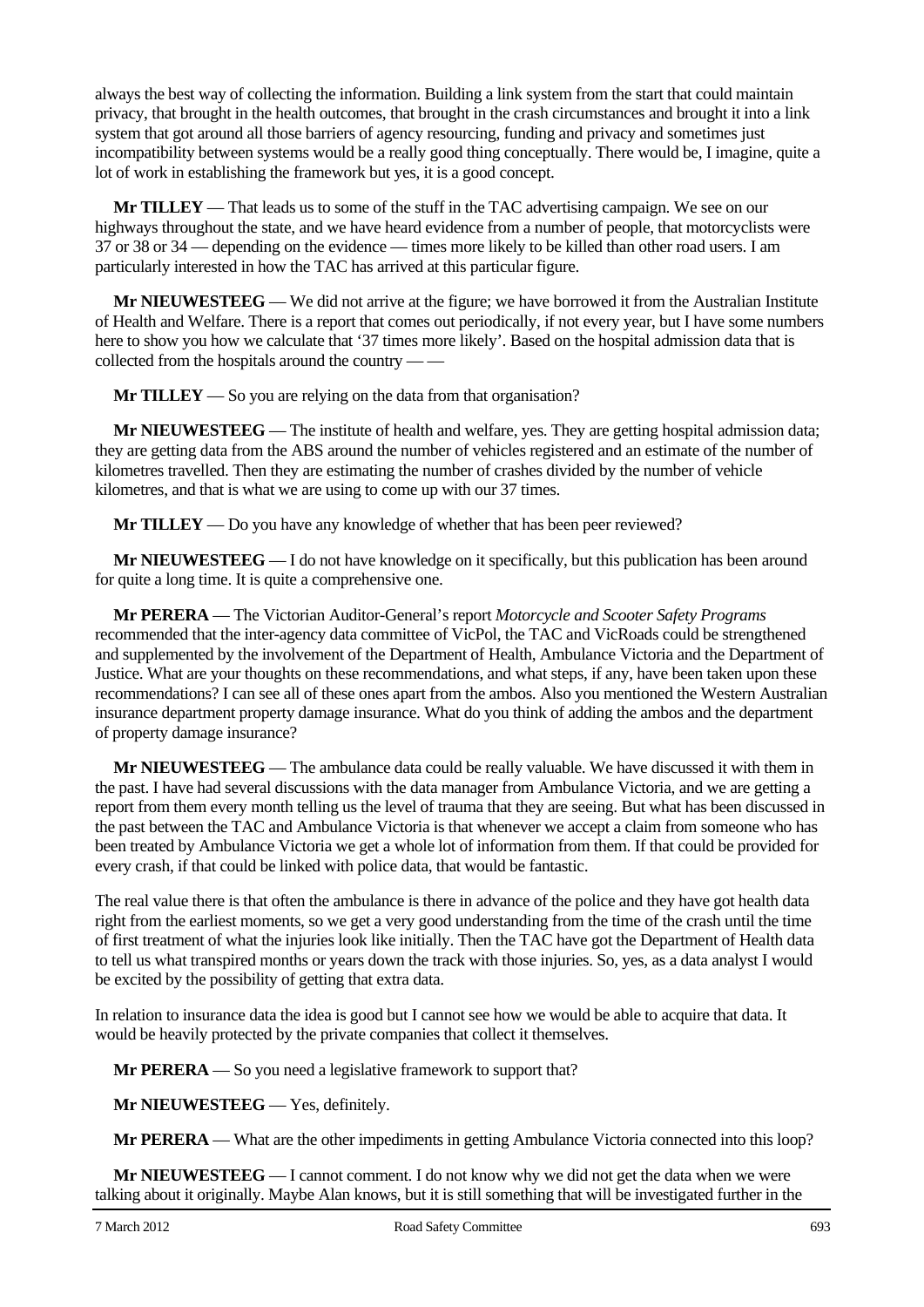always the best way of collecting the information. Building a link system from the start that could maintain privacy, that brought in the health outcomes, that brought in the crash circumstances and brought it into a link system that got around all those barriers of agency resourcing, funding and privacy and sometimes just incompatibility between systems would be a really good thing conceptually. There would be, I imagine, quite a lot of work in establishing the framework but yes, it is a good concept.

**Mr TILLEY** — That leads us to some of the stuff in the TAC advertising campaign. We see on our highways throughout the state, and we have heard evidence from a number of people, that motorcyclists were 37 or 38 or 34 — depending on the evidence — times more likely to be killed than other road users. I am particularly interested in how the TAC has arrived at this particular figure.

**Mr NIEUWESTEEG** — We did not arrive at the figure; we have borrowed it from the Australian Institute of Health and Welfare. There is a report that comes out periodically, if not every year, but I have some numbers here to show you how we calculate that '37 times more likely'. Based on the hospital admission data that is collected from the hospitals around the country — —

**Mr TILLEY** — So you are relying on the data from that organisation?

**Mr NIEUWESTEEG** — The institute of health and welfare, yes. They are getting hospital admission data; they are getting data from the ABS around the number of vehicles registered and an estimate of the number of kilometres travelled. Then they are estimating the number of crashes divided by the number of vehicle kilometres, and that is what we are using to come up with our 37 times.

**Mr TILLEY** — Do you have any knowledge of whether that has been peer reviewed?

**Mr NIEUWESTEEG** — I do not have knowledge on it specifically, but this publication has been around for quite a long time. It is quite a comprehensive one.

**Mr PERERA** — The Victorian Auditor-General's report *Motorcycle and Scooter Safety Programs* recommended that the inter-agency data committee of VicPol, the TAC and VicRoads could be strengthened and supplemented by the involvement of the Department of Health, Ambulance Victoria and the Department of Justice. What are your thoughts on these recommendations, and what steps, if any, have been taken upon these recommendations? I can see all of these ones apart from the ambos. Also you mentioned the Western Australian insurance department property damage insurance. What do you think of adding the ambos and the department of property damage insurance?

**Mr NIEUWESTEEG** — The ambulance data could be really valuable. We have discussed it with them in the past. I have had several discussions with the data manager from Ambulance Victoria, and we are getting a report from them every month telling us the level of trauma that they are seeing. But what has been discussed in the past between the TAC and Ambulance Victoria is that whenever we accept a claim from someone who has been treated by Ambulance Victoria we get a whole lot of information from them. If that could be provided for every crash, if that could be linked with police data, that would be fantastic.

The real value there is that often the ambulance is there in advance of the police and they have got health data right from the earliest moments, so we get a very good understanding from the time of the crash until the time of first treatment of what the injuries look like initially. Then the TAC have got the Department of Health data to tell us what transpired months or years down the track with those injuries. So, yes, as a data analyst I would be excited by the possibility of getting that extra data.

In relation to insurance data the idea is good but I cannot see how we would be able to acquire that data. It would be heavily protected by the private companies that collect it themselves.

**Mr PERERA** — So you need a legislative framework to support that?

**Mr NIEUWESTEEG** — Yes, definitely.

**Mr PERERA** — What are the other impediments in getting Ambulance Victoria connected into this loop?

**Mr NIEUWESTEEG** — I cannot comment. I do not know why we did not get the data when we were talking about it originally. Maybe Alan knows, but it is still something that will be investigated further in the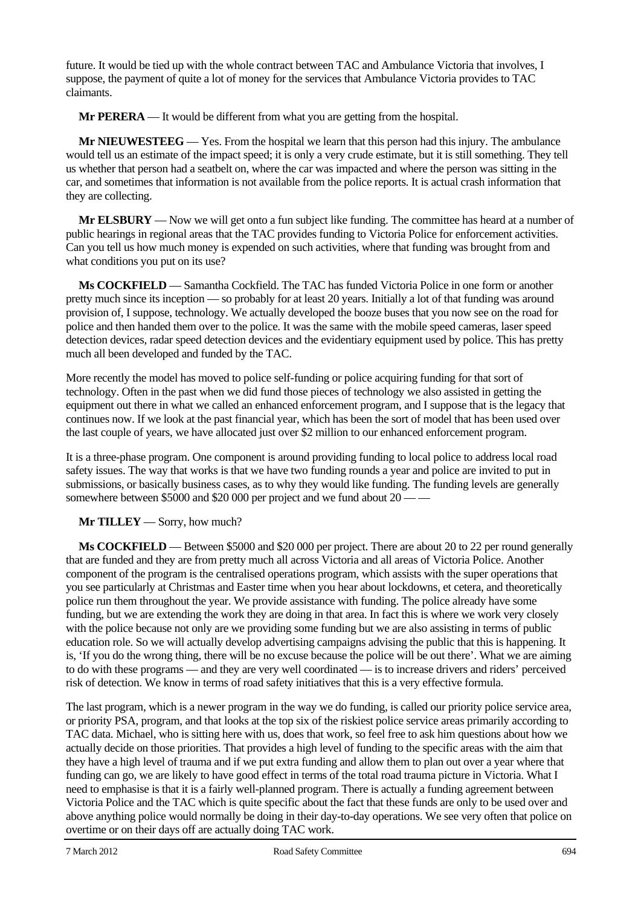future. It would be tied up with the whole contract between TAC and Ambulance Victoria that involves, I suppose, the payment of quite a lot of money for the services that Ambulance Victoria provides to TAC claimants.

**Mr PERERA** — It would be different from what you are getting from the hospital.

**Mr NIEUWESTEEG** — Yes. From the hospital we learn that this person had this injury. The ambulance would tell us an estimate of the impact speed; it is only a very crude estimate, but it is still something. They tell us whether that person had a seatbelt on, where the car was impacted and where the person was sitting in the car, and sometimes that information is not available from the police reports. It is actual crash information that they are collecting.

**Mr ELSBURY** — Now we will get onto a fun subject like funding. The committee has heard at a number of public hearings in regional areas that the TAC provides funding to Victoria Police for enforcement activities. Can you tell us how much money is expended on such activities, where that funding was brought from and what conditions you put on its use?

**Ms COCKFIELD** — Samantha Cockfield. The TAC has funded Victoria Police in one form or another pretty much since its inception — so probably for at least 20 years. Initially a lot of that funding was around provision of, I suppose, technology. We actually developed the booze buses that you now see on the road for police and then handed them over to the police. It was the same with the mobile speed cameras, laser speed detection devices, radar speed detection devices and the evidentiary equipment used by police. This has pretty much all been developed and funded by the TAC.

More recently the model has moved to police self-funding or police acquiring funding for that sort of technology. Often in the past when we did fund those pieces of technology we also assisted in getting the equipment out there in what we called an enhanced enforcement program, and I suppose that is the legacy that continues now. If we look at the past financial year, which has been the sort of model that has been used over the last couple of years, we have allocated just over $2 million to our enhanced enforcement program.

It is a three-phase program. One component is around providing funding to local police to address local road safety issues. The way that works is that we have two funding rounds a year and police are invited to put in submissions, or basically business cases, as to why they would like funding. The funding levels are generally somewhere between $5000 and $20 000 per project and we fund about 20 — —

**Mr TILLEY** — Sorry, how much?

**Ms COCKFIELD** — Between $5000 and $20 000 per project. There are about 20 to 22 per round generally that are funded and they are from pretty much all across Victoria and all areas of Victoria Police. Another component of the program is the centralised operations program, which assists with the super operations that you see particularly at Christmas and Easter time when you hear about lockdowns, et cetera, and theoretically police run them throughout the year. We provide assistance with funding. The police already have some funding, but we are extending the work they are doing in that area. In fact this is where we work very closely with the police because not only are we providing some funding but we are also assisting in terms of public education role. So we will actually develop advertising campaigns advising the public that this is happening. It is, 'If you do the wrong thing, there will be no excuse because the police will be out there'. What we are aiming to do with these programs — and they are very well coordinated — is to increase drivers and riders' perceived risk of detection. We know in terms of road safety initiatives that this is a very effective formula.

The last program, which is a newer program in the way we do funding, is called our priority police service area, or priority PSA, program, and that looks at the top six of the riskiest police service areas primarily according to TAC data. Michael, who is sitting here with us, does that work, so feel free to ask him questions about how we actually decide on those priorities. That provides a high level of funding to the specific areas with the aim that they have a high level of trauma and if we put extra funding and allow them to plan out over a year where that funding can go, we are likely to have good effect in terms of the total road trauma picture in Victoria. What I need to emphasise is that it is a fairly well-planned program. There is actually a funding agreement between Victoria Police and the TAC which is quite specific about the fact that these funds are only to be used over and above anything police would normally be doing in their day-to-day operations. We see very often that police on overtime or on their days off are actually doing TAC work.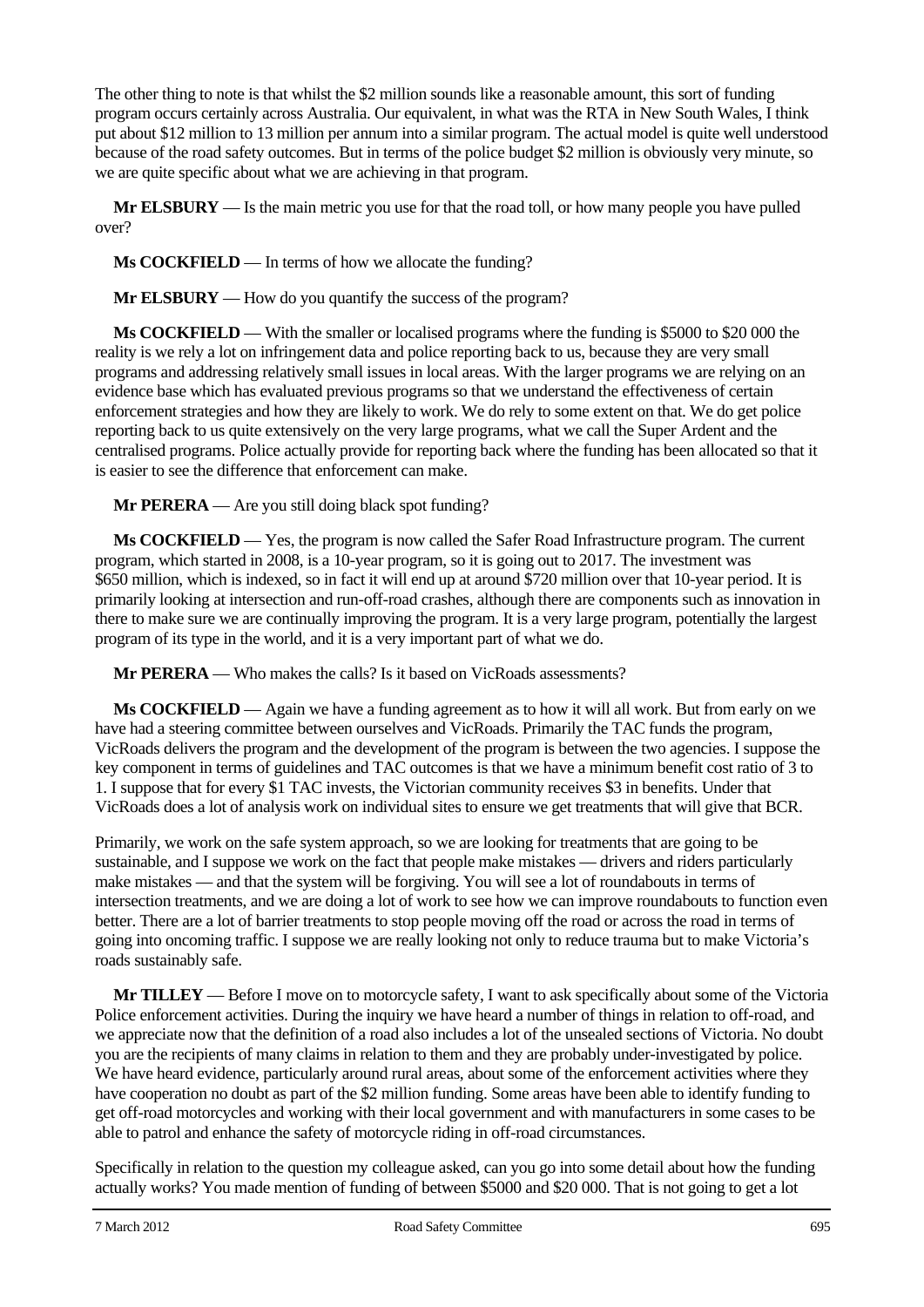The other thing to note is that whilst the $2 million sounds like a reasonable amount, this sort of funding program occurs certainly across Australia. Our equivalent, in what was the RTA in New South Wales, I think put about $12 million to 13 million per annum into a similar program. The actual model is quite well understood because of the road safety outcomes. But in terms of the police budget $2 million is obviously very minute, so we are quite specific about what we are achieving in that program.

**Mr ELSBURY** — Is the main metric you use for that the road toll, or how many people you have pulled over?

**Ms COCKFIELD** — In terms of how we allocate the funding?

**Mr ELSBURY** — How do you quantify the success of the program?

**Ms COCKFIELD** — With the smaller or localised programs where the funding is $5000 to $20 000 the reality is we rely a lot on infringement data and police reporting back to us, because they are very small programs and addressing relatively small issues in local areas. With the larger programs we are relying on an evidence base which has evaluated previous programs so that we understand the effectiveness of certain enforcement strategies and how they are likely to work. We do rely to some extent on that. We do get police reporting back to us quite extensively on the very large programs, what we call the Super Ardent and the centralised programs. Police actually provide for reporting back where the funding has been allocated so that it is easier to see the difference that enforcement can make.

**Mr PERERA** — Are you still doing black spot funding?

**Ms COCKFIELD** — Yes, the program is now called the Safer Road Infrastructure program. The current program, which started in 2008, is a 10-year program, so it is going out to 2017. The investment was $650 million, which is indexed, so in fact it will end up at around $720 million over that 10-year period. It is primarily looking at intersection and run-off-road crashes, although there are components such as innovation in there to make sure we are continually improving the program. It is a very large program, potentially the largest program of its type in the world, and it is a very important part of what we do.

**Mr PERERA** — Who makes the calls? Is it based on VicRoads assessments?

**Ms COCKFIELD** — Again we have a funding agreement as to how it will all work. But from early on we have had a steering committee between ourselves and VicRoads. Primarily the TAC funds the program, VicRoads delivers the program and the development of the program is between the two agencies. I suppose the key component in terms of guidelines and TAC outcomes is that we have a minimum benefit cost ratio of 3 to 1. I suppose that for every $1 TAC invests, the Victorian community receives $3 in benefits. Under that VicRoads does a lot of analysis work on individual sites to ensure we get treatments that will give that BCR.

Primarily, we work on the safe system approach, so we are looking for treatments that are going to be sustainable, and I suppose we work on the fact that people make mistakes — drivers and riders particularly make mistakes — and that the system will be forgiving. You will see a lot of roundabouts in terms of intersection treatments, and we are doing a lot of work to see how we can improve roundabouts to function even better. There are a lot of barrier treatments to stop people moving off the road or across the road in terms of going into oncoming traffic. I suppose we are really looking not only to reduce trauma but to make Victoria's roads sustainably safe.

**Mr TILLEY** — Before I move on to motorcycle safety, I want to ask specifically about some of the Victoria Police enforcement activities. During the inquiry we have heard a number of things in relation to off-road, and we appreciate now that the definition of a road also includes a lot of the unsealed sections of Victoria. No doubt you are the recipients of many claims in relation to them and they are probably under-investigated by police. We have heard evidence, particularly around rural areas, about some of the enforcement activities where they have cooperation no doubt as part of the $2 million funding. Some areas have been able to identify funding to get off-road motorcycles and working with their local government and with manufacturers in some cases to be able to patrol and enhance the safety of motorcycle riding in off-road circumstances.

Specifically in relation to the question my colleague asked, can you go into some detail about how the funding actually works? You made mention of funding of between $5000 and $20 000. That is not going to get a lot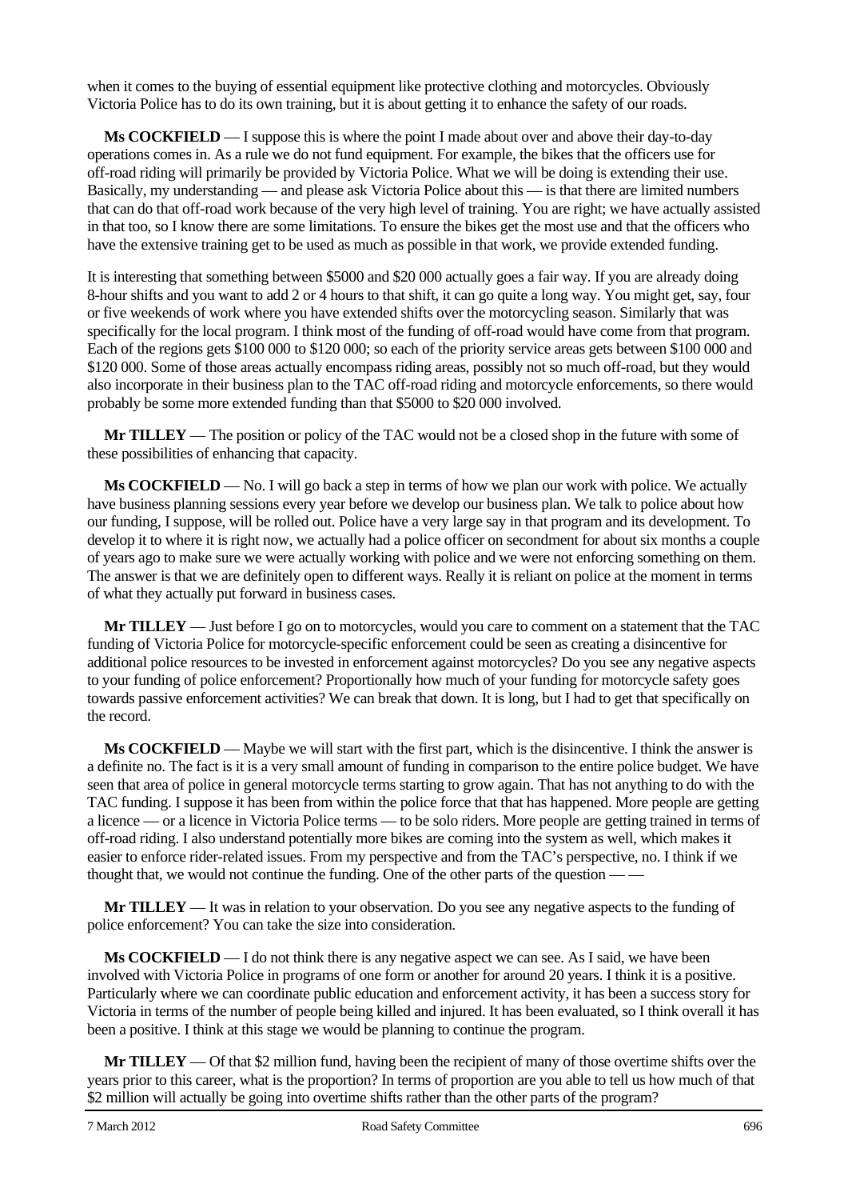when it comes to the buying of essential equipment like protective clothing and motorcycles. Obviously Victoria Police has to do its own training, but it is about getting it to enhance the safety of our roads.

**Ms COCKFIELD** — I suppose this is where the point I made about over and above their day-to-day operations comes in. As a rule we do not fund equipment. For example, the bikes that the officers use for off-road riding will primarily be provided by Victoria Police. What we will be doing is extending their use. Basically, my understanding — and please ask Victoria Police about this — is that there are limited numbers that can do that off-road work because of the very high level of training. You are right; we have actually assisted in that too, so I know there are some limitations. To ensure the bikes get the most use and that the officers who have the extensive training get to be used as much as possible in that work, we provide extended funding.

It is interesting that something between $5000 and $20 000 actually goes a fair way. If you are already doing 8-hour shifts and you want to add 2 or 4 hours to that shift, it can go quite a long way. You might get, say, four or five weekends of work where you have extended shifts over the motorcycling season. Similarly that was specifically for the local program. I think most of the funding of off-road would have come from that program. Each of the regions gets $100 000 to $120 000; so each of the priority service areas gets between $100 000 and $120 000. Some of those areas actually encompass riding areas, possibly not so much off-road, but they would also incorporate in their business plan to the TAC off-road riding and motorcycle enforcements, so there would probably be some more extended funding than that $5000 to $20 000 involved.

**Mr TILLEY** — The position or policy of the TAC would not be a closed shop in the future with some of these possibilities of enhancing that capacity.

**Ms COCKFIELD** — No. I will go back a step in terms of how we plan our work with police. We actually have business planning sessions every year before we develop our business plan. We talk to police about how our funding, I suppose, will be rolled out. Police have a very large say in that program and its development. To develop it to where it is right now, we actually had a police officer on secondment for about six months a couple of years ago to make sure we were actually working with police and we were not enforcing something on them. The answer is that we are definitely open to different ways. Really it is reliant on police at the moment in terms of what they actually put forward in business cases.

**Mr TILLEY** — Just before I go on to motorcycles, would you care to comment on a statement that the TAC funding of Victoria Police for motorcycle-specific enforcement could be seen as creating a disincentive for additional police resources to be invested in enforcement against motorcycles? Do you see any negative aspects to your funding of police enforcement? Proportionally how much of your funding for motorcycle safety goes towards passive enforcement activities? We can break that down. It is long, but I had to get that specifically on the record.

**Ms COCKFIELD** — Maybe we will start with the first part, which is the disincentive. I think the answer is a definite no. The fact is it is a very small amount of funding in comparison to the entire police budget. We have seen that area of police in general motorcycle terms starting to grow again. That has not anything to do with the TAC funding. I suppose it has been from within the police force that that has happened. More people are getting a licence — or a licence in Victoria Police terms — to be solo riders. More people are getting trained in terms of off-road riding. I also understand potentially more bikes are coming into the system as well, which makes it easier to enforce rider-related issues. From my perspective and from the TAC's perspective, no. I think if we thought that, we would not continue the funding. One of the other parts of the question — —

**Mr TILLEY** — It was in relation to your observation. Do you see any negative aspects to the funding of police enforcement? You can take the size into consideration.

**Ms COCKFIELD** — I do not think there is any negative aspect we can see. As I said, we have been involved with Victoria Police in programs of one form or another for around 20 years. I think it is a positive. Particularly where we can coordinate public education and enforcement activity, it has been a success story for Victoria in terms of the number of people being killed and injured. It has been evaluated, so I think overall it has been a positive. I think at this stage we would be planning to continue the program.

**Mr TILLEY** — Of that $2 million fund, having been the recipient of many of those overtime shifts over the years prior to this career, what is the proportion? In terms of proportion are you able to tell us how much of that $2 million will actually be going into overtime shifts rather than the other parts of the program?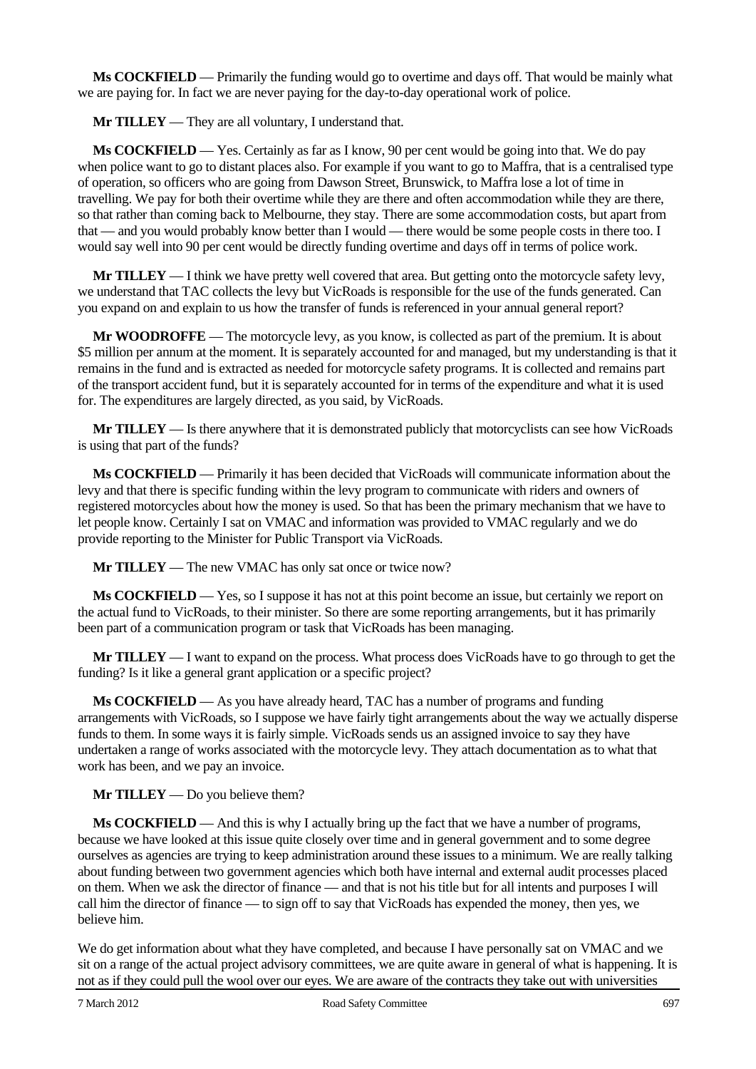**Ms COCKFIELD** — Primarily the funding would go to overtime and days off. That would be mainly what we are paying for. In fact we are never paying for the day-to-day operational work of police.

**Mr TILLEY** — They are all voluntary, I understand that.

**Ms COCKFIELD** — Yes. Certainly as far as I know, 90 per cent would be going into that. We do pay when police want to go to distant places also. For example if you want to go to Maffra, that is a centralised type of operation, so officers who are going from Dawson Street, Brunswick, to Maffra lose a lot of time in travelling. We pay for both their overtime while they are there and often accommodation while they are there, so that rather than coming back to Melbourne, they stay. There are some accommodation costs, but apart from that — and you would probably know better than I would — there would be some people costs in there too. I would say well into 90 per cent would be directly funding overtime and days off in terms of police work.

**Mr TILLEY** — I think we have pretty well covered that area. But getting onto the motorcycle safety levy, we understand that TAC collects the levy but VicRoads is responsible for the use of the funds generated. Can you expand on and explain to us how the transfer of funds is referenced in your annual general report?

**Mr WOODROFFE** — The motorcycle levy, as you know, is collected as part of the premium. It is about \$5 million per annum at the moment. It is separately accounted for and managed, but my understanding is that it remains in the fund and is extracted as needed for motorcycle safety programs. It is collected and remains part of the transport accident fund, but it is separately accounted for in terms of the expenditure and what it is used for. The expenditures are largely directed, as you said, by VicRoads.

**Mr TILLEY** — Is there anywhere that it is demonstrated publicly that motorcyclists can see how VicRoads is using that part of the funds?

**Ms COCKFIELD** — Primarily it has been decided that VicRoads will communicate information about the levy and that there is specific funding within the levy program to communicate with riders and owners of registered motorcycles about how the money is used. So that has been the primary mechanism that we have to let people know. Certainly I sat on VMAC and information was provided to VMAC regularly and we do provide reporting to the Minister for Public Transport via VicRoads.

**Mr TILLEY** — The new VMAC has only sat once or twice now?

**Ms COCKFIELD** — Yes, so I suppose it has not at this point become an issue, but certainly we report on the actual fund to VicRoads, to their minister. So there are some reporting arrangements, but it has primarily been part of a communication program or task that VicRoads has been managing.

**Mr TILLEY** — I want to expand on the process. What process does VicRoads have to go through to get the funding? Is it like a general grant application or a specific project?

**Ms COCKFIELD** — As you have already heard, TAC has a number of programs and funding arrangements with VicRoads, so I suppose we have fairly tight arrangements about the way we actually disperse funds to them. In some ways it is fairly simple. VicRoads sends us an assigned invoice to say they have undertaken a range of works associated with the motorcycle levy. They attach documentation as to what that work has been, and we pay an invoice.

**Mr TILLEY** — Do you believe them?

**Ms COCKFIELD** — And this is why I actually bring up the fact that we have a number of programs, because we have looked at this issue quite closely over time and in general government and to some degree ourselves as agencies are trying to keep administration around these issues to a minimum. We are really talking about funding between two government agencies which both have internal and external audit processes placed on them. When we ask the director of finance — and that is not his title but for all intents and purposes I will call him the director of finance — to sign off to say that VicRoads has expended the money, then yes, we believe him.

We do get information about what they have completed, and because I have personally sat on VMAC and we sit on a range of the actual project advisory committees, we are quite aware in general of what is happening. It is not as if they could pull the wool over our eyes. We are aware of the contracts they take out with universities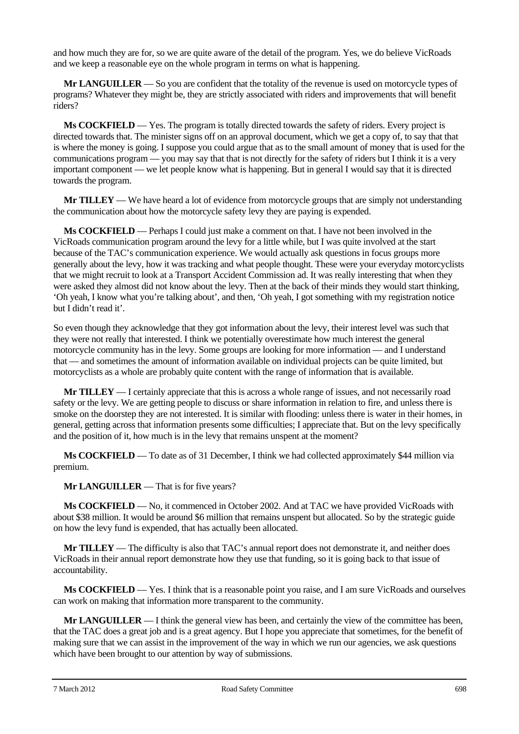and how much they are for, so we are quite aware of the detail of the program. Yes, we do believe VicRoads and we keep a reasonable eye on the whole program in terms on what is happening.

**Mr LANGUILLER** — So you are confident that the totality of the revenue is used on motorcycle types of programs? Whatever they might be, they are strictly associated with riders and improvements that will benefit riders?

**Ms COCKFIELD** — Yes. The program is totally directed towards the safety of riders. Every project is directed towards that. The minister signs off on an approval document, which we get a copy of, to say that that is where the money is going. I suppose you could argue that as to the small amount of money that is used for the communications program — you may say that that is not directly for the safety of riders but I think it is a very important component — we let people know what is happening. But in general I would say that it is directed towards the program.

**Mr TILLEY** — We have heard a lot of evidence from motorcycle groups that are simply not understanding the communication about how the motorcycle safety levy they are paying is expended.

**Ms COCKFIELD** — Perhaps I could just make a comment on that. I have not been involved in the VicRoads communication program around the levy for a little while, but I was quite involved at the start because of the TAC's communication experience. We would actually ask questions in focus groups more generally about the levy, how it was tracking and what people thought. These were your everyday motorcyclists that we might recruit to look at a Transport Accident Commission ad. It was really interesting that when they were asked they almost did not know about the levy. Then at the back of their minds they would start thinking, 'Oh yeah, I know what you're talking about', and then, 'Oh yeah, I got something with my registration notice but I didn't read it'.

So even though they acknowledge that they got information about the levy, their interest level was such that they were not really that interested. I think we potentially overestimate how much interest the general motorcycle community has in the levy. Some groups are looking for more information — and I understand that — and sometimes the amount of information available on individual projects can be quite limited, but motorcyclists as a whole are probably quite content with the range of information that is available.

**Mr TILLEY** — I certainly appreciate that this is across a whole range of issues, and not necessarily road safety or the levy. We are getting people to discuss or share information in relation to fire, and unless there is smoke on the doorstep they are not interested. It is similar with flooding: unless there is water in their homes, in general, getting across that information presents some difficulties; I appreciate that. But on the levy specifically and the position of it, how much is in the levy that remains unspent at the moment?

**Ms COCKFIELD** — To date as of 31 December, I think we had collected approximately $44 million via premium.

**Mr LANGUILLER** — That is for five years?

**Ms COCKFIELD** — No, it commenced in October 2002. And at TAC we have provided VicRoads with about $38 million. It would be around $6 million that remains unspent but allocated. So by the strategic guide on how the levy fund is expended, that has actually been allocated.

**Mr TILLEY** — The difficulty is also that TAC's annual report does not demonstrate it, and neither does VicRoads in their annual report demonstrate how they use that funding, so it is going back to that issue of accountability.

**Ms COCKFIELD** — Yes. I think that is a reasonable point you raise, and I am sure VicRoads and ourselves can work on making that information more transparent to the community.

**Mr LANGUILLER** — I think the general view has been, and certainly the view of the committee has been, that the TAC does a great job and is a great agency. But I hope you appreciate that sometimes, for the benefit of making sure that we can assist in the improvement of the way in which we run our agencies, we ask questions which have been brought to our attention by way of submissions.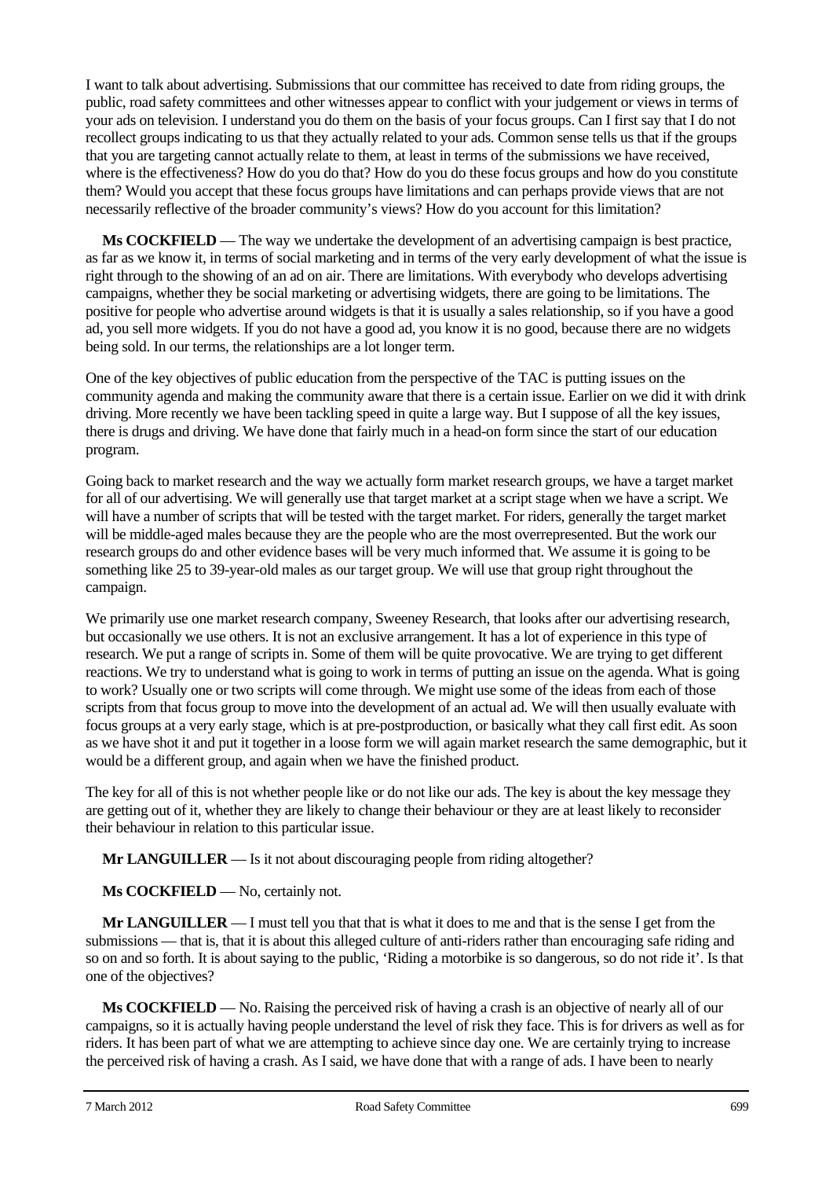I want to talk about advertising. Submissions that our committee has received to date from riding groups, the public, road safety committees and other witnesses appear to conflict with your judgement or views in terms of your ads on television. I understand you do them on the basis of your focus groups. Can I first say that I do not recollect groups indicating to us that they actually related to your ads. Common sense tells us that if the groups that you are targeting cannot actually relate to them, at least in terms of the submissions we have received, where is the effectiveness? How do you do that? How do you do these focus groups and how do you constitute them? Would you accept that these focus groups have limitations and can perhaps provide views that are not necessarily reflective of the broader community's views? How do you account for this limitation?

**Ms COCKFIELD** — The way we undertake the development of an advertising campaign is best practice, as far as we know it, in terms of social marketing and in terms of the very early development of what the issue is right through to the showing of an ad on air. There are limitations. With everybody who develops advertising campaigns, whether they be social marketing or advertising widgets, there are going to be limitations. The positive for people who advertise around widgets is that it is usually a sales relationship, so if you have a good ad, you sell more widgets. If you do not have a good ad, you know it is no good, because there are no widgets being sold. In our terms, the relationships are a lot longer term.

One of the key objectives of public education from the perspective of the TAC is putting issues on the community agenda and making the community aware that there is a certain issue. Earlier on we did it with drink driving. More recently we have been tackling speed in quite a large way. But I suppose of all the key issues, there is drugs and driving. We have done that fairly much in a head-on form since the start of our education program.

Going back to market research and the way we actually form market research groups, we have a target market for all of our advertising. We will generally use that target market at a script stage when we have a script. We will have a number of scripts that will be tested with the target market. For riders, generally the target market will be middle-aged males because they are the people who are the most overrepresented. But the work our research groups do and other evidence bases will be very much informed that. We assume it is going to be something like 25 to 39-year-old males as our target group. We will use that group right throughout the campaign.

We primarily use one market research company, Sweeney Research, that looks after our advertising research, but occasionally we use others. It is not an exclusive arrangement. It has a lot of experience in this type of research. We put a range of scripts in. Some of them will be quite provocative. We are trying to get different reactions. We try to understand what is going to work in terms of putting an issue on the agenda. What is going to work? Usually one or two scripts will come through. We might use some of the ideas from each of those scripts from that focus group to move into the development of an actual ad. We will then usually evaluate with focus groups at a very early stage, which is at pre-postproduction, or basically what they call first edit. As soon as we have shot it and put it together in a loose form we will again market research the same demographic, but it would be a different group, and again when we have the finished product.

The key for all of this is not whether people like or do not like our ads. The key is about the key message they are getting out of it, whether they are likely to change their behaviour or they are at least likely to reconsider their behaviour in relation to this particular issue.

**Mr LANGUILLER** — Is it not about discouraging people from riding altogether?

**Ms COCKFIELD** — No, certainly not.

**Mr LANGUILLER** — I must tell you that that is what it does to me and that is the sense I get from the submissions — that is, that it is about this alleged culture of anti-riders rather than encouraging safe riding and so on and so forth. It is about saying to the public, 'Riding a motorbike is so dangerous, so do not ride it'. Is that one of the objectives?

**Ms COCKFIELD** — No. Raising the perceived risk of having a crash is an objective of nearly all of our campaigns, so it is actually having people understand the level of risk they face. This is for drivers as well as for riders. It has been part of what we are attempting to achieve since day one. We are certainly trying to increase the perceived risk of having a crash. As I said, we have done that with a range of ads. I have been to nearly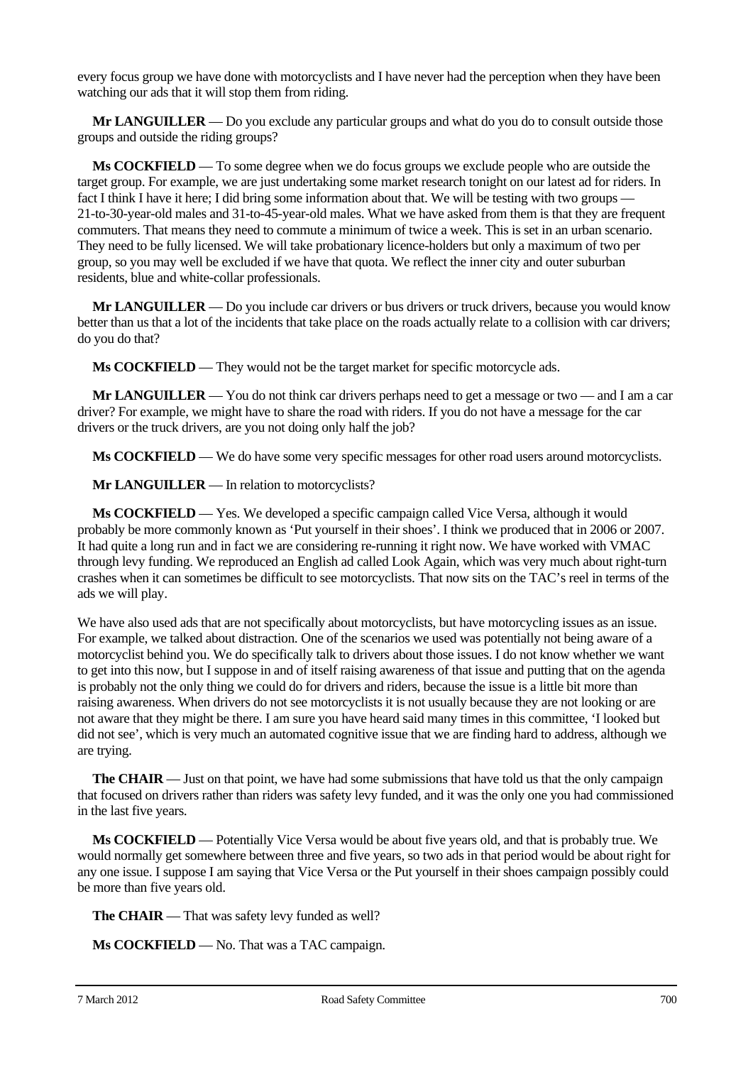every focus group we have done with motorcyclists and I have never had the perception when they have been watching our ads that it will stop them from riding.

**Mr LANGUILLER** — Do you exclude any particular groups and what do you do to consult outside those groups and outside the riding groups?

**Ms COCKFIELD** — To some degree when we do focus groups we exclude people who are outside the target group. For example, we are just undertaking some market research tonight on our latest ad for riders. In fact I think I have it here; I did bring some information about that. We will be testing with two groups — 21-to-30-year-old males and 31-to-45-year-old males. What we have asked from them is that they are frequent commuters. That means they need to commute a minimum of twice a week. This is set in an urban scenario. They need to be fully licensed. We will take probationary licence-holders but only a maximum of two per group, so you may well be excluded if we have that quota. We reflect the inner city and outer suburban residents, blue and white-collar professionals.

**Mr LANGUILLER** — Do you include car drivers or bus drivers or truck drivers, because you would know better than us that a lot of the incidents that take place on the roads actually relate to a collision with car drivers; do you do that?

**Ms COCKFIELD** — They would not be the target market for specific motorcycle ads.

**Mr LANGUILLER** — You do not think car drivers perhaps need to get a message or two — and I am a car driver? For example, we might have to share the road with riders. If you do not have a message for the car drivers or the truck drivers, are you not doing only half the job?

**Ms COCKFIELD** — We do have some very specific messages for other road users around motorcyclists.

**Mr LANGUILLER** — In relation to motorcyclists?

**Ms COCKFIELD** — Yes. We developed a specific campaign called Vice Versa, although it would probably be more commonly known as 'Put yourself in their shoes'. I think we produced that in 2006 or 2007. It had quite a long run and in fact we are considering re-running it right now. We have worked with VMAC through levy funding. We reproduced an English ad called Look Again, which was very much about right-turn crashes when it can sometimes be difficult to see motorcyclists. That now sits on the TAC's reel in terms of the ads we will play.

We have also used ads that are not specifically about motorcyclists, but have motorcycling issues as an issue. For example, we talked about distraction. One of the scenarios we used was potentially not being aware of a motorcyclist behind you. We do specifically talk to drivers about those issues. I do not know whether we want to get into this now, but I suppose in and of itself raising awareness of that issue and putting that on the agenda is probably not the only thing we could do for drivers and riders, because the issue is a little bit more than raising awareness. When drivers do not see motorcyclists it is not usually because they are not looking or are not aware that they might be there. I am sure you have heard said many times in this committee, 'I looked but did not see', which is very much an automated cognitive issue that we are finding hard to address, although we are trying.

**The CHAIR** — Just on that point, we have had some submissions that have told us that the only campaign that focused on drivers rather than riders was safety levy funded, and it was the only one you had commissioned in the last five years.

**Ms COCKFIELD** — Potentially Vice Versa would be about five years old, and that is probably true. We would normally get somewhere between three and five years, so two ads in that period would be about right for any one issue. I suppose I am saying that Vice Versa or the Put yourself in their shoes campaign possibly could be more than five years old.

**The CHAIR** — That was safety levy funded as well?

**Ms COCKFIELD** — No. That was a TAC campaign.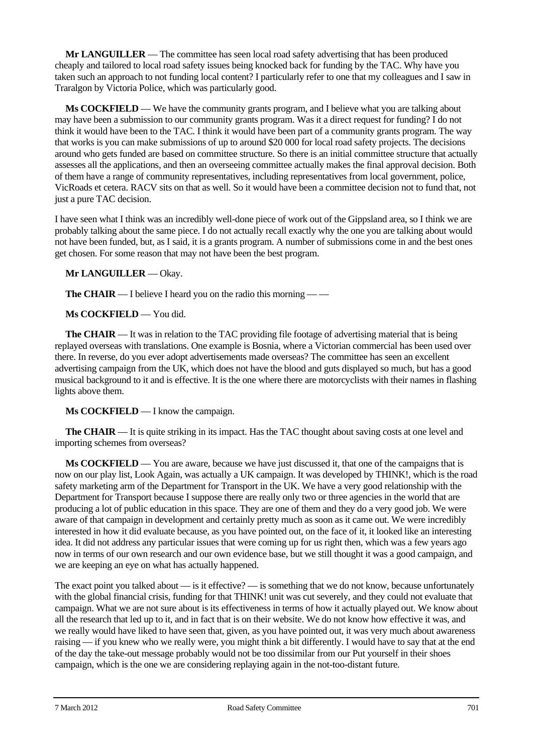**Mr LANGUILLER** — The committee has seen local road safety advertising that has been produced cheaply and tailored to local road safety issues being knocked back for funding by the TAC. Why have you taken such an approach to not funding local content? I particularly refer to one that my colleagues and I saw in Traralgon by Victoria Police, which was particularly good.

**Ms COCKFIELD** — We have the community grants program, and I believe what you are talking about may have been a submission to our community grants program. Was it a direct request for funding? I do not think it would have been to the TAC. I think it would have been part of a community grants program. The way that works is you can make submissions of up to around $20 000 for local road safety projects. The decisions around who gets funded are based on committee structure. So there is an initial committee structure that actually assesses all the applications, and then an overseeing committee actually makes the final approval decision. Both of them have a range of community representatives, including representatives from local government, police, VicRoads et cetera. RACV sits on that as well. So it would have been a committee decision not to fund that, not just a pure TAC decision.

I have seen what I think was an incredibly well-done piece of work out of the Gippsland area, so I think we are probably talking about the same piece. I do not actually recall exactly why the one you are talking about would not have been funded, but, as I said, it is a grants program. A number of submissions come in and the best ones get chosen. For some reason that may not have been the best program.

**Mr LANGUILLER** — Okay.

**The CHAIR** — I believe I heard you on the radio this morning — —

**Ms COCKFIELD** — You did.

**The CHAIR** — It was in relation to the TAC providing file footage of advertising material that is being replayed overseas with translations. One example is Bosnia, where a Victorian commercial has been used over there. In reverse, do you ever adopt advertisements made overseas? The committee has seen an excellent advertising campaign from the UK, which does not have the blood and guts displayed so much, but has a good musical background to it and is effective. It is the one where there are motorcyclists with their names in flashing lights above them.

**Ms COCKFIELD** — I know the campaign.

**The CHAIR** — It is quite striking in its impact. Has the TAC thought about saving costs at one level and importing schemes from overseas?

**Ms COCKFIELD** — You are aware, because we have just discussed it, that one of the campaigns that is now on our play list, Look Again, was actually a UK campaign. It was developed by THINK!, which is the road safety marketing arm of the Department for Transport in the UK. We have a very good relationship with the Department for Transport because I suppose there are really only two or three agencies in the world that are producing a lot of public education in this space. They are one of them and they do a very good job. We were aware of that campaign in development and certainly pretty much as soon as it came out. We were incredibly interested in how it did evaluate because, as you have pointed out, on the face of it, it looked like an interesting idea. It did not address any particular issues that were coming up for us right then, which was a few years ago now in terms of our own research and our own evidence base, but we still thought it was a good campaign, and we are keeping an eye on what has actually happened.

The exact point you talked about — is it effective? — is something that we do not know, because unfortunately with the global financial crisis, funding for that THINK! unit was cut severely, and they could not evaluate that campaign. What we are not sure about is its effectiveness in terms of how it actually played out. We know about all the research that led up to it, and in fact that is on their website. We do not know how effective it was, and we really would have liked to have seen that, given, as you have pointed out, it was very much about awareness raising — if you knew who we really were, you might think a bit differently. I would have to say that at the end of the day the take-out message probably would not be too dissimilar from our Put yourself in their shoes campaign, which is the one we are considering replaying again in the not-too-distant future.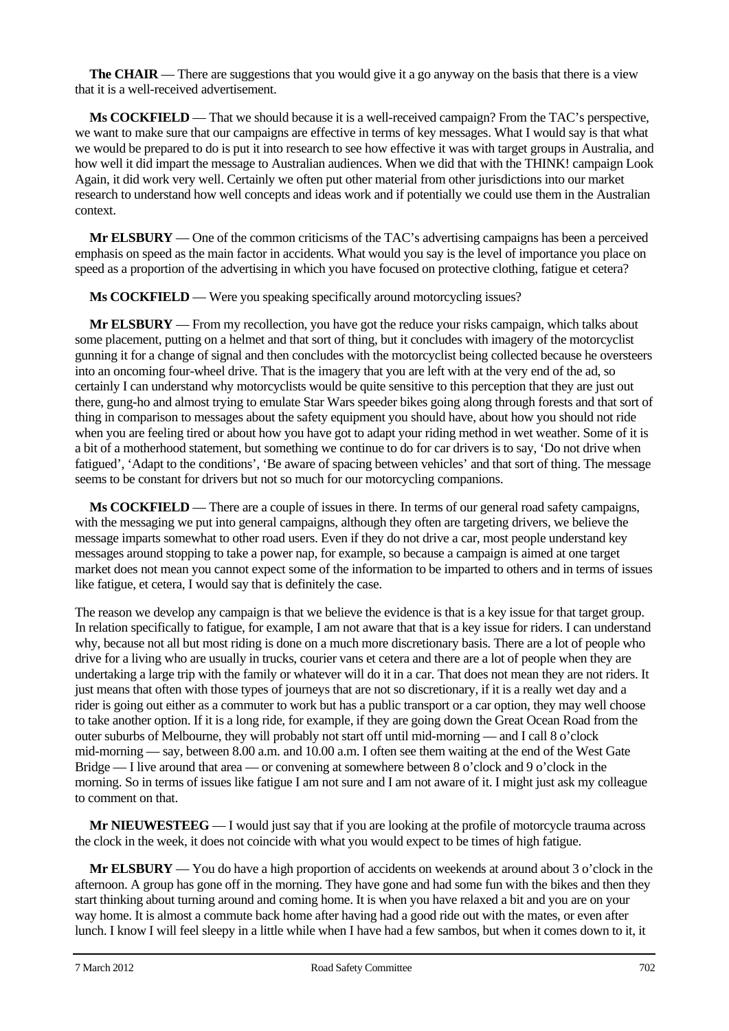**The CHAIR** — There are suggestions that you would give it a go anyway on the basis that there is a view that it is a well-received advertisement.

**Ms COCKFIELD** — That we should because it is a well-received campaign? From the TAC's perspective, we want to make sure that our campaigns are effective in terms of key messages. What I would say is that what we would be prepared to do is put it into research to see how effective it was with target groups in Australia, and how well it did impart the message to Australian audiences. When we did that with the THINK! campaign Look Again, it did work very well. Certainly we often put other material from other jurisdictions into our market research to understand how well concepts and ideas work and if potentially we could use them in the Australian context.

**Mr ELSBURY** — One of the common criticisms of the TAC's advertising campaigns has been a perceived emphasis on speed as the main factor in accidents. What would you say is the level of importance you place on speed as a proportion of the advertising in which you have focused on protective clothing, fatigue et cetera?

**Ms COCKFIELD** — Were you speaking specifically around motorcycling issues?

**Mr ELSBURY** — From my recollection, you have got the reduce your risks campaign, which talks about some placement, putting on a helmet and that sort of thing, but it concludes with imagery of the motorcyclist gunning it for a change of signal and then concludes with the motorcyclist being collected because he oversteers into an oncoming four-wheel drive. That is the imagery that you are left with at the very end of the ad, so certainly I can understand why motorcyclists would be quite sensitive to this perception that they are just out there, gung-ho and almost trying to emulate Star Wars speeder bikes going along through forests and that sort of thing in comparison to messages about the safety equipment you should have, about how you should not ride when you are feeling tired or about how you have got to adapt your riding method in wet weather. Some of it is a bit of a motherhood statement, but something we continue to do for car drivers is to say, 'Do not drive when fatigued', 'Adapt to the conditions', 'Be aware of spacing between vehicles' and that sort of thing. The message seems to be constant for drivers but not so much for our motorcycling companions.

**Ms COCKFIELD** — There are a couple of issues in there. In terms of our general road safety campaigns, with the messaging we put into general campaigns, although they often are targeting drivers, we believe the message imparts somewhat to other road users. Even if they do not drive a car, most people understand key messages around stopping to take a power nap, for example, so because a campaign is aimed at one target market does not mean you cannot expect some of the information to be imparted to others and in terms of issues like fatigue, et cetera, I would say that is definitely the case.

The reason we develop any campaign is that we believe the evidence is that is a key issue for that target group. In relation specifically to fatigue, for example, I am not aware that that is a key issue for riders. I can understand why, because not all but most riding is done on a much more discretionary basis. There are a lot of people who drive for a living who are usually in trucks, courier vans et cetera and there are a lot of people when they are undertaking a large trip with the family or whatever will do it in a car. That does not mean they are not riders. It just means that often with those types of journeys that are not so discretionary, if it is a really wet day and a rider is going out either as a commuter to work but has a public transport or a car option, they may well choose to take another option. If it is a long ride, for example, if they are going down the Great Ocean Road from the outer suburbs of Melbourne, they will probably not start off until mid-morning — and I call 8 o'clock mid-morning — say, between 8.00 a.m. and 10.00 a.m. I often see them waiting at the end of the West Gate Bridge — I live around that area — or convening at somewhere between 8 o'clock and 9 o'clock in the morning. So in terms of issues like fatigue I am not sure and I am not aware of it. I might just ask my colleague to comment on that.

**Mr NIEUWESTEEG** — I would just say that if you are looking at the profile of motorcycle trauma across the clock in the week, it does not coincide with what you would expect to be times of high fatigue.

**Mr ELSBURY** — You do have a high proportion of accidents on weekends at around about 3 o'clock in the afternoon. A group has gone off in the morning. They have gone and had some fun with the bikes and then they start thinking about turning around and coming home. It is when you have relaxed a bit and you are on your way home. It is almost a commute back home after having had a good ride out with the mates, or even after lunch. I know I will feel sleepy in a little while when I have had a few sambos, but when it comes down to it, it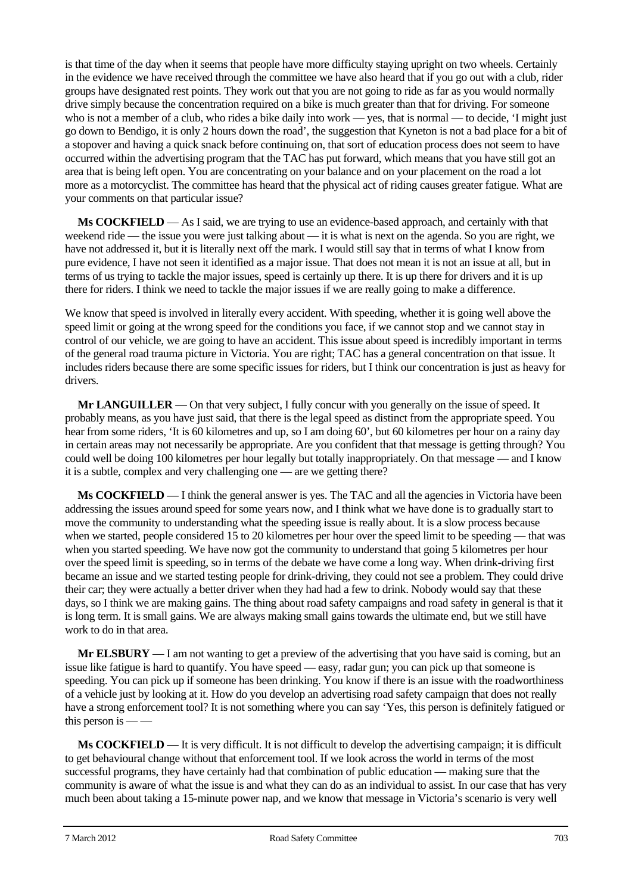is that time of the day when it seems that people have more difficulty staying upright on two wheels. Certainly in the evidence we have received through the committee we have also heard that if you go out with a club, rider groups have designated rest points. They work out that you are not going to ride as far as you would normally drive simply because the concentration required on a bike is much greater than that for driving. For someone who is not a member of a club, who rides a bike daily into work — yes, that is normal — to decide, 'I might just go down to Bendigo, it is only 2 hours down the road', the suggestion that Kyneton is not a bad place for a bit of a stopover and having a quick snack before continuing on, that sort of education process does not seem to have occurred within the advertising program that the TAC has put forward, which means that you have still got an area that is being left open. You are concentrating on your balance and on your placement on the road a lot more as a motorcyclist. The committee has heard that the physical act of riding causes greater fatigue. What are your comments on that particular issue?

**Ms COCKFIELD** — As I said, we are trying to use an evidence-based approach, and certainly with that weekend ride — the issue you were just talking about — it is what is next on the agenda. So you are right, we have not addressed it, but it is literally next off the mark. I would still say that in terms of what I know from pure evidence, I have not seen it identified as a major issue. That does not mean it is not an issue at all, but in terms of us trying to tackle the major issues, speed is certainly up there. It is up there for drivers and it is up there for riders. I think we need to tackle the major issues if we are really going to make a difference.

We know that speed is involved in literally every accident. With speeding, whether it is going well above the speed limit or going at the wrong speed for the conditions you face, if we cannot stop and we cannot stay in control of our vehicle, we are going to have an accident. This issue about speed is incredibly important in terms of the general road trauma picture in Victoria. You are right; TAC has a general concentration on that issue. It includes riders because there are some specific issues for riders, but I think our concentration is just as heavy for drivers.

**Mr LANGUILLER** — On that very subject, I fully concur with you generally on the issue of speed. It probably means, as you have just said, that there is the legal speed as distinct from the appropriate speed. You hear from some riders, 'It is 60 kilometres and up, so I am doing 60', but 60 kilometres per hour on a rainy day in certain areas may not necessarily be appropriate. Are you confident that that message is getting through? You could well be doing 100 kilometres per hour legally but totally inappropriately. On that message — and I know it is a subtle, complex and very challenging one — are we getting there?

**Ms COCKFIELD** — I think the general answer is yes. The TAC and all the agencies in Victoria have been addressing the issues around speed for some years now, and I think what we have done is to gradually start to move the community to understanding what the speeding issue is really about. It is a slow process because when we started, people considered 15 to 20 kilometres per hour over the speed limit to be speeding — that was when you started speeding. We have now got the community to understand that going 5 kilometres per hour over the speed limit is speeding, so in terms of the debate we have come a long way. When drink-driving first became an issue and we started testing people for drink-driving, they could not see a problem. They could drive their car; they were actually a better driver when they had had a few to drink. Nobody would say that these days, so I think we are making gains. The thing about road safety campaigns and road safety in general is that it is long term. It is small gains. We are always making small gains towards the ultimate end, but we still have work to do in that area.

**Mr ELSBURY** — I am not wanting to get a preview of the advertising that you have said is coming, but an issue like fatigue is hard to quantify. You have speed — easy, radar gun; you can pick up that someone is speeding. You can pick up if someone has been drinking. You know if there is an issue with the roadworthiness of a vehicle just by looking at it. How do you develop an advertising road safety campaign that does not really have a strong enforcement tool? It is not something where you can say 'Yes, this person is definitely fatigued or this person is — —

**Ms COCKFIELD** — It is very difficult. It is not difficult to develop the advertising campaign; it is difficult to get behavioural change without that enforcement tool. If we look across the world in terms of the most successful programs, they have certainly had that combination of public education — making sure that the community is aware of what the issue is and what they can do as an individual to assist. In our case that has very much been about taking a 15-minute power nap, and we know that message in Victoria's scenario is very well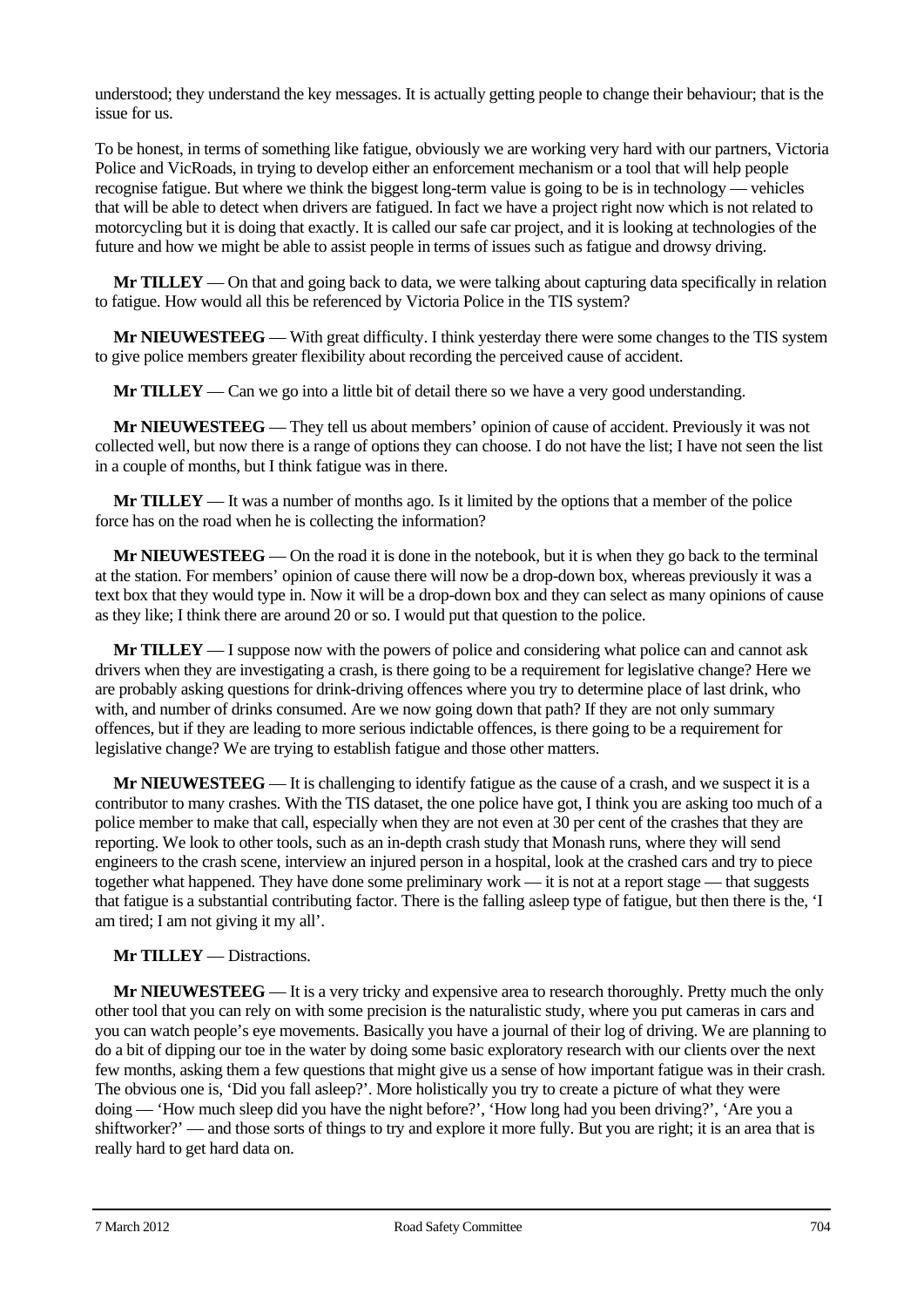understood; they understand the key messages. It is actually getting people to change their behaviour; that is the issue for us.

To be honest, in terms of something like fatigue, obviously we are working very hard with our partners, Victoria Police and VicRoads, in trying to develop either an enforcement mechanism or a tool that will help people recognise fatigue. But where we think the biggest long-term value is going to be is in technology — vehicles that will be able to detect when drivers are fatigued. In fact we have a project right now which is not related to motorcycling but it is doing that exactly. It is called our safe car project, and it is looking at technologies of the future and how we might be able to assist people in terms of issues such as fatigue and drowsy driving.

**Mr TILLEY** — On that and going back to data, we were talking about capturing data specifically in relation to fatigue. How would all this be referenced by Victoria Police in the TIS system?

**Mr NIEUWESTEEG** — With great difficulty. I think yesterday there were some changes to the TIS system to give police members greater flexibility about recording the perceived cause of accident.

**Mr TILLEY** — Can we go into a little bit of detail there so we have a very good understanding.

**Mr NIEUWESTEEG** — They tell us about members' opinion of cause of accident. Previously it was not collected well, but now there is a range of options they can choose. I do not have the list; I have not seen the list in a couple of months, but I think fatigue was in there.

**Mr TILLEY** — It was a number of months ago. Is it limited by the options that a member of the police force has on the road when he is collecting the information?

**Mr NIEUWESTEEG** — On the road it is done in the notebook, but it is when they go back to the terminal at the station. For members' opinion of cause there will now be a drop-down box, whereas previously it was a text box that they would type in. Now it will be a drop-down box and they can select as many opinions of cause as they like; I think there are around 20 or so. I would put that question to the police.

**Mr TILLEY** — I suppose now with the powers of police and considering what police can and cannot ask drivers when they are investigating a crash, is there going to be a requirement for legislative change? Here we are probably asking questions for drink-driving offences where you try to determine place of last drink, who with, and number of drinks consumed. Are we now going down that path? If they are not only summary offences, but if they are leading to more serious indictable offences, is there going to be a requirement for legislative change? We are trying to establish fatigue and those other matters.

**Mr NIEUWESTEEG** — It is challenging to identify fatigue as the cause of a crash, and we suspect it is a contributor to many crashes. With the TIS dataset, the one police have got, I think you are asking too much of a police member to make that call, especially when they are not even at 30 per cent of the crashes that they are reporting. We look to other tools, such as an in-depth crash study that Monash runs, where they will send engineers to the crash scene, interview an injured person in a hospital, look at the crashed cars and try to piece together what happened. They have done some preliminary work — it is not at a report stage — that suggests that fatigue is a substantial contributing factor. There is the falling asleep type of fatigue, but then there is the, 'I am tired; I am not giving it my all'.

**Mr TILLEY** — Distractions.

**Mr NIEUWESTEEG** — It is a very tricky and expensive area to research thoroughly. Pretty much the only other tool that you can rely on with some precision is the naturalistic study, where you put cameras in cars and you can watch people's eye movements. Basically you have a journal of their log of driving. We are planning to do a bit of dipping our toe in the water by doing some basic exploratory research with our clients over the next few months, asking them a few questions that might give us a sense of how important fatigue was in their crash. The obvious one is, 'Did you fall asleep?'. More holistically you try to create a picture of what they were doing — 'How much sleep did you have the night before?', 'How long had you been driving?', 'Are you a shiftworker?' — and those sorts of things to try and explore it more fully. But you are right; it is an area that is really hard to get hard data on.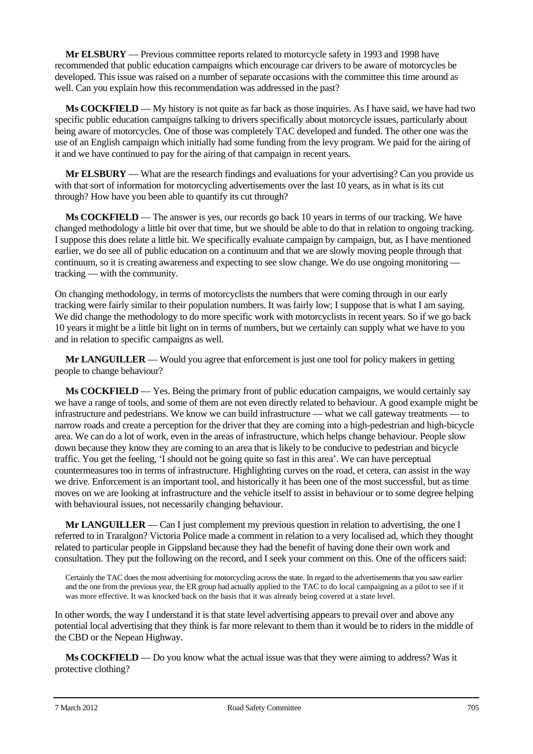**Mr ELSBURY** — Previous committee reports related to motorcycle safety in 1993 and 1998 have recommended that public education campaigns which encourage car drivers to be aware of motorcycles be developed. This issue was raised on a number of separate occasions with the committee this time around as well. Can you explain how this recommendation was addressed in the past?

**Ms COCKFIELD** — My history is not quite as far back as those inquiries. As I have said, we have had two specific public education campaigns talking to drivers specifically about motorcycle issues, particularly about being aware of motorcycles. One of those was completely TAC developed and funded. The other one was the use of an English campaign which initially had some funding from the levy program. We paid for the airing of it and we have continued to pay for the airing of that campaign in recent years.

**Mr ELSBURY** — What are the research findings and evaluations for your advertising? Can you provide us with that sort of information for motorcycling advertisements over the last 10 years, as in what is its cut through? How have you been able to quantify its cut through?

**Ms COCKFIELD** — The answer is yes, our records go back 10 years in terms of our tracking. We have changed methodology a little bit over that time, but we should be able to do that in relation to ongoing tracking. I suppose this does relate a little bit. We specifically evaluate campaign by campaign, but, as I have mentioned earlier, we do see all of public education on a continuum and that we are slowly moving people through that continuum, so it is creating awareness and expecting to see slow change. We do use ongoing monitoring — tracking — with the community.

On changing methodology, in terms of motorcyclists the numbers that were coming through in our early tracking were fairly similar to their population numbers. It was fairly low; I suppose that is what I am saying. We did change the methodology to do more specific work with motorcyclists in recent years. So if we go back 10 years it might be a little bit light on in terms of numbers, but we certainly can supply what we have to you and in relation to specific campaigns as well.

**Mr LANGUILLER** — Would you agree that enforcement is just one tool for policy makers in getting people to change behaviour?

**Ms COCKFIELD** — Yes. Being the primary front of public education campaigns, we would certainly say we have a range of tools, and some of them are not even directly related to behaviour. A good example might be infrastructure and pedestrians. We know we can build infrastructure — what we call gateway treatments — to narrow roads and create a perception for the driver that they are coming into a high-pedestrian and high-bicycle area. We can do a lot of work, even in the areas of infrastructure, which helps change behaviour. People slow down because they know they are coming to an area that is likely to be conducive to pedestrian and bicycle traffic. You get the feeling, 'I should not be going quite so fast in this area'. We can have perceptual countermeasures too in terms of infrastructure. Highlighting curves on the road, et cetera, can assist in the way we drive. Enforcement is an important tool, and historically it has been one of the most successful, but as time moves on we are looking at infrastructure and the vehicle itself to assist in behaviour or to some degree helping with behavioural issues, not necessarily changing behaviour.

**Mr LANGUILLER** — Can I just complement my previous question in relation to advertising, the one I referred to in Traralgon? Victoria Police made a comment in relation to a very localised ad, which they thought related to particular people in Gippsland because they had the benefit of having done their own work and consultation. They put the following on the record, and I seek your comment on this. One of the officers said:

> Certainly the TAC does the most advertising for motorcycling across the state. In regard to the advertisements that you saw earlier and the one from the previous year, the ER group had actually applied to the TAC to do local campaigning as a pilot to see if it was more effective. It was knocked back on the basis that it was already being covered at a state level.

In other words, the way I understand it is that state level advertising appears to prevail over and above any potential local advertising that they think is far more relevant to them than it would be to riders in the middle of the CBD or the Nepean Highway.

**Ms COCKFIELD** — Do you know what the actual issue was that they were aiming to address? Was it protective clothing?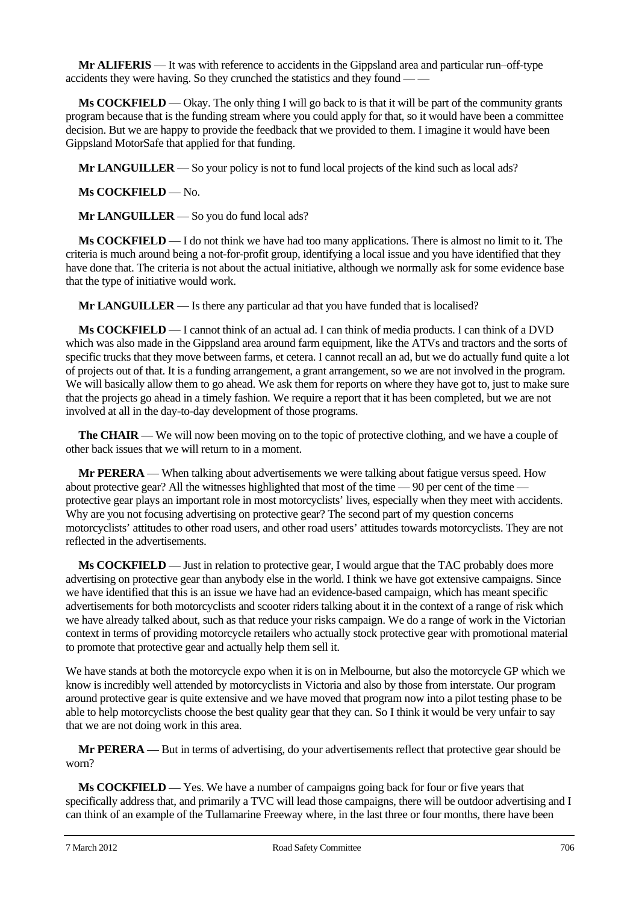**Mr ALIFERIS** — It was with reference to accidents in the Gippsland area and particular run–off-type accidents they were having. So they crunched the statistics and they found — —

**Ms COCKFIELD** — Okay. The only thing I will go back to is that it will be part of the community grants program because that is the funding stream where you could apply for that, so it would have been a committee decision. But we are happy to provide the feedback that we provided to them. I imagine it would have been Gippsland MotorSafe that applied for that funding.

**Mr LANGUILLER** — So your policy is not to fund local projects of the kind such as local ads?

**Ms COCKFIELD** — No.

**Mr LANGUILLER** — So you do fund local ads?

**Ms COCKFIELD** — I do not think we have had too many applications. There is almost no limit to it. The criteria is much around being a not-for-profit group, identifying a local issue and you have identified that they have done that. The criteria is not about the actual initiative, although we normally ask for some evidence base that the type of initiative would work.

**Mr LANGUILLER** — Is there any particular ad that you have funded that is localised?

**Ms COCKFIELD** — I cannot think of an actual ad. I can think of media products. I can think of a DVD which was also made in the Gippsland area around farm equipment, like the ATVs and tractors and the sorts of specific trucks that they move between farms, et cetera. I cannot recall an ad, but we do actually fund quite a lot of projects out of that. It is a funding arrangement, a grant arrangement, so we are not involved in the program. We will basically allow them to go ahead. We ask them for reports on where they have got to, just to make sure that the projects go ahead in a timely fashion. We require a report that it has been completed, but we are not involved at all in the day-to-day development of those programs.

**The CHAIR** — We will now been moving on to the topic of protective clothing, and we have a couple of other back issues that we will return to in a moment.

**Mr PERERA** — When talking about advertisements we were talking about fatigue versus speed. How about protective gear? All the witnesses highlighted that most of the time — 90 per cent of the time — protective gear plays an important role in most motorcyclists' lives, especially when they meet with accidents. Why are you not focusing advertising on protective gear? The second part of my question concerns motorcyclists' attitudes to other road users, and other road users' attitudes towards motorcyclists. They are not reflected in the advertisements.

**Ms COCKFIELD** — Just in relation to protective gear, I would argue that the TAC probably does more advertising on protective gear than anybody else in the world. I think we have got extensive campaigns. Since we have identified that this is an issue we have had an evidence-based campaign, which has meant specific advertisements for both motorcyclists and scooter riders talking about it in the context of a range of risk which we have already talked about, such as that reduce your risks campaign. We do a range of work in the Victorian context in terms of providing motorcycle retailers who actually stock protective gear with promotional material to promote that protective gear and actually help them sell it.

We have stands at both the motorcycle expo when it is on in Melbourne, but also the motorcycle GP which we know is incredibly well attended by motorcyclists in Victoria and also by those from interstate. Our program around protective gear is quite extensive and we have moved that program now into a pilot testing phase to be able to help motorcyclists choose the best quality gear that they can. So I think it would be very unfair to say that we are not doing work in this area.

**Mr PERERA** — But in terms of advertising, do your advertisements reflect that protective gear should be worn?

**Ms COCKFIELD** — Yes. We have a number of campaigns going back for four or five years that specifically address that, and primarily a TVC will lead those campaigns, there will be outdoor advertising and I can think of an example of the Tullamarine Freeway where, in the last three or four months, there have been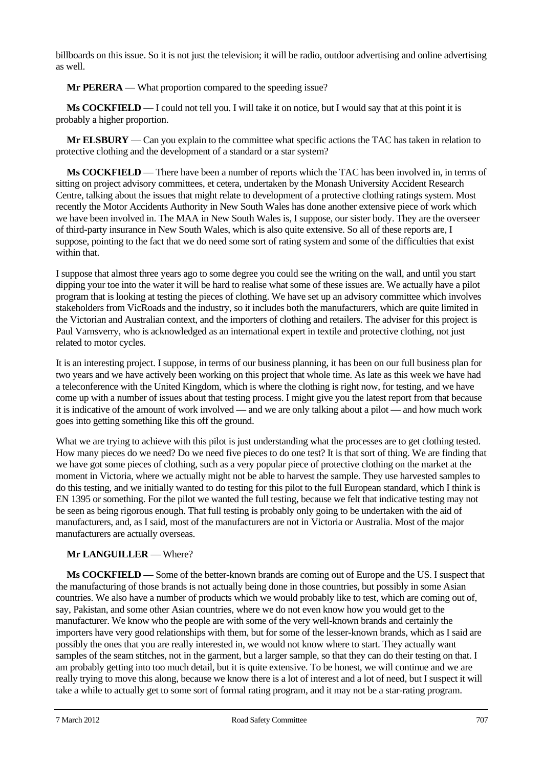billboards on this issue. So it is not just the television; it will be radio, outdoor advertising and online advertising as well.

**Mr PERERA** — What proportion compared to the speeding issue?

**Ms COCKFIELD** — I could not tell you. I will take it on notice, but I would say that at this point it is probably a higher proportion.

**Mr ELSBURY** — Can you explain to the committee what specific actions the TAC has taken in relation to protective clothing and the development of a standard or a star system?

**Ms COCKFIELD** — There have been a number of reports which the TAC has been involved in, in terms of sitting on project advisory committees, et cetera, undertaken by the Monash University Accident Research Centre, talking about the issues that might relate to development of a protective clothing ratings system. Most recently the Motor Accidents Authority in New South Wales has done another extensive piece of work which we have been involved in. The MAA in New South Wales is, I suppose, our sister body. They are the overseer of third-party insurance in New South Wales, which is also quite extensive. So all of these reports are, I suppose, pointing to the fact that we do need some sort of rating system and some of the difficulties that exist within that.

I suppose that almost three years ago to some degree you could see the writing on the wall, and until you start dipping your toe into the water it will be hard to realise what some of these issues are. We actually have a pilot program that is looking at testing the pieces of clothing. We have set up an advisory committee which involves stakeholders from VicRoads and the industry, so it includes both the manufacturers, which are quite limited in the Victorian and Australian context, and the importers of clothing and retailers. The adviser for this project is Paul Varnsverry, who is acknowledged as an international expert in textile and protective clothing, not just related to motor cycles.

It is an interesting project. I suppose, in terms of our business planning, it has been on our full business plan for two years and we have actively been working on this project that whole time. As late as this week we have had a teleconference with the United Kingdom, which is where the clothing is right now, for testing, and we have come up with a number of issues about that testing process. I might give you the latest report from that because it is indicative of the amount of work involved — and we are only talking about a pilot — and how much work goes into getting something like this off the ground.

What we are trying to achieve with this pilot is just understanding what the processes are to get clothing tested. How many pieces do we need? Do we need five pieces to do one test? It is that sort of thing. We are finding that we have got some pieces of clothing, such as a very popular piece of protective clothing on the market at the moment in Victoria, where we actually might not be able to harvest the sample. They use harvested samples to do this testing, and we initially wanted to do testing for this pilot to the full European standard, which I think is EN 1395 or something. For the pilot we wanted the full testing, because we felt that indicative testing may not be seen as being rigorous enough. That full testing is probably only going to be undertaken with the aid of manufacturers, and, as I said, most of the manufacturers are not in Victoria or Australia. Most of the major manufacturers are actually overseas.

**Mr LANGUILLER** — Where?

**Ms COCKFIELD** — Some of the better-known brands are coming out of Europe and the US. I suspect that the manufacturing of those brands is not actually being done in those countries, but possibly in some Asian countries. We also have a number of products which we would probably like to test, which are coming out of, say, Pakistan, and some other Asian countries, where we do not even know how you would get to the manufacturer. We know who the people are with some of the very well-known brands and certainly the importers have very good relationships with them, but for some of the lesser-known brands, which as I said are possibly the ones that you are really interested in, we would not know where to start. They actually want samples of the seam stitches, not in the garment, but a larger sample, so that they can do their testing on that. I am probably getting into too much detail, but it is quite extensive. To be honest, we will continue and we are really trying to move this along, because we know there is a lot of interest and a lot of need, but I suspect it will take a while to actually get to some sort of formal rating program, and it may not be a star-rating program.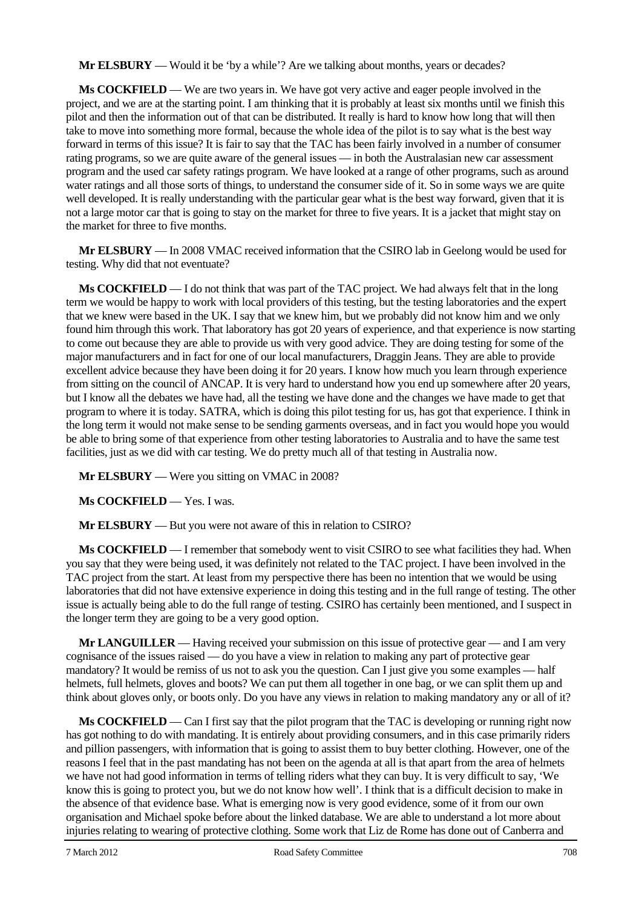**Mr ELSBURY** — Would it be 'by a while'? Are we talking about months, years or decades?

**Ms COCKFIELD** — We are two years in. We have got very active and eager people involved in the project, and we are at the starting point. I am thinking that it is probably at least six months until we finish this pilot and then the information out of that can be distributed. It really is hard to know how long that will then take to move into something more formal, because the whole idea of the pilot is to say what is the best way forward in terms of this issue? It is fair to say that the TAC has been fairly involved in a number of consumer rating programs, so we are quite aware of the general issues — in both the Australasian new car assessment program and the used car safety ratings program. We have looked at a range of other programs, such as around water ratings and all those sorts of things, to understand the consumer side of it. So in some ways we are quite well developed. It is really understanding with the particular gear what is the best way forward, given that it is not a large motor car that is going to stay on the market for three to five years. It is a jacket that might stay on the market for three to five months.

**Mr ELSBURY** — In 2008 VMAC received information that the CSIRO lab in Geelong would be used for testing. Why did that not eventuate?

**Ms COCKFIELD** — I do not think that was part of the TAC project. We had always felt that in the long term we would be happy to work with local providers of this testing, but the testing laboratories and the expert that we knew were based in the UK. I say that we knew him, but we probably did not know him and we only found him through this work. That laboratory has got 20 years of experience, and that experience is now starting to come out because they are able to provide us with very good advice. They are doing testing for some of the major manufacturers and in fact for one of our local manufacturers, Draggin Jeans. They are able to provide excellent advice because they have been doing it for 20 years. I know how much you learn through experience from sitting on the council of ANCAP. It is very hard to understand how you end up somewhere after 20 years, but I know all the debates we have had, all the testing we have done and the changes we have made to get that program to where it is today. SATRA, which is doing this pilot testing for us, has got that experience. I think in the long term it would not make sense to be sending garments overseas, and in fact you would hope you would be able to bring some of that experience from other testing laboratories to Australia and to have the same test facilities, just as we did with car testing. We do pretty much all of that testing in Australia now.

**Mr ELSBURY** — Were you sitting on VMAC in 2008?

**Ms COCKFIELD** — Yes. I was.

**Mr ELSBURY** — But you were not aware of this in relation to CSIRO?

**Ms COCKFIELD** — I remember that somebody went to visit CSIRO to see what facilities they had. When you say that they were being used, it was definitely not related to the TAC project. I have been involved in the TAC project from the start. At least from my perspective there has been no intention that we would be using laboratories that did not have extensive experience in doing this testing and in the full range of testing. The other issue is actually being able to do the full range of testing. CSIRO has certainly been mentioned, and I suspect in the longer term they are going to be a very good option.

**Mr LANGUILLER** — Having received your submission on this issue of protective gear — and I am very cognisance of the issues raised — do you have a view in relation to making any part of protective gear mandatory? It would be remiss of us not to ask you the question. Can I just give you some examples — half helmets, full helmets, gloves and boots? We can put them all together in one bag, or we can split them up and think about gloves only, or boots only. Do you have any views in relation to making mandatory any or all of it?

**Ms COCKFIELD** — Can I first say that the pilot program that the TAC is developing or running right now has got nothing to do with mandating. It is entirely about providing consumers, and in this case primarily riders and pillion passengers, with information that is going to assist them to buy better clothing. However, one of the reasons I feel that in the past mandating has not been on the agenda at all is that apart from the area of helmets we have not had good information in terms of telling riders what they can buy. It is very difficult to say, 'We know this is going to protect you, but we do not know how well'. I think that is a difficult decision to make in the absence of that evidence base. What is emerging now is very good evidence, some of it from our own organisation and Michael spoke before about the linked database. We are able to understand a lot more about injuries relating to wearing of protective clothing. Some work that Liz de Rome has done out of Canberra and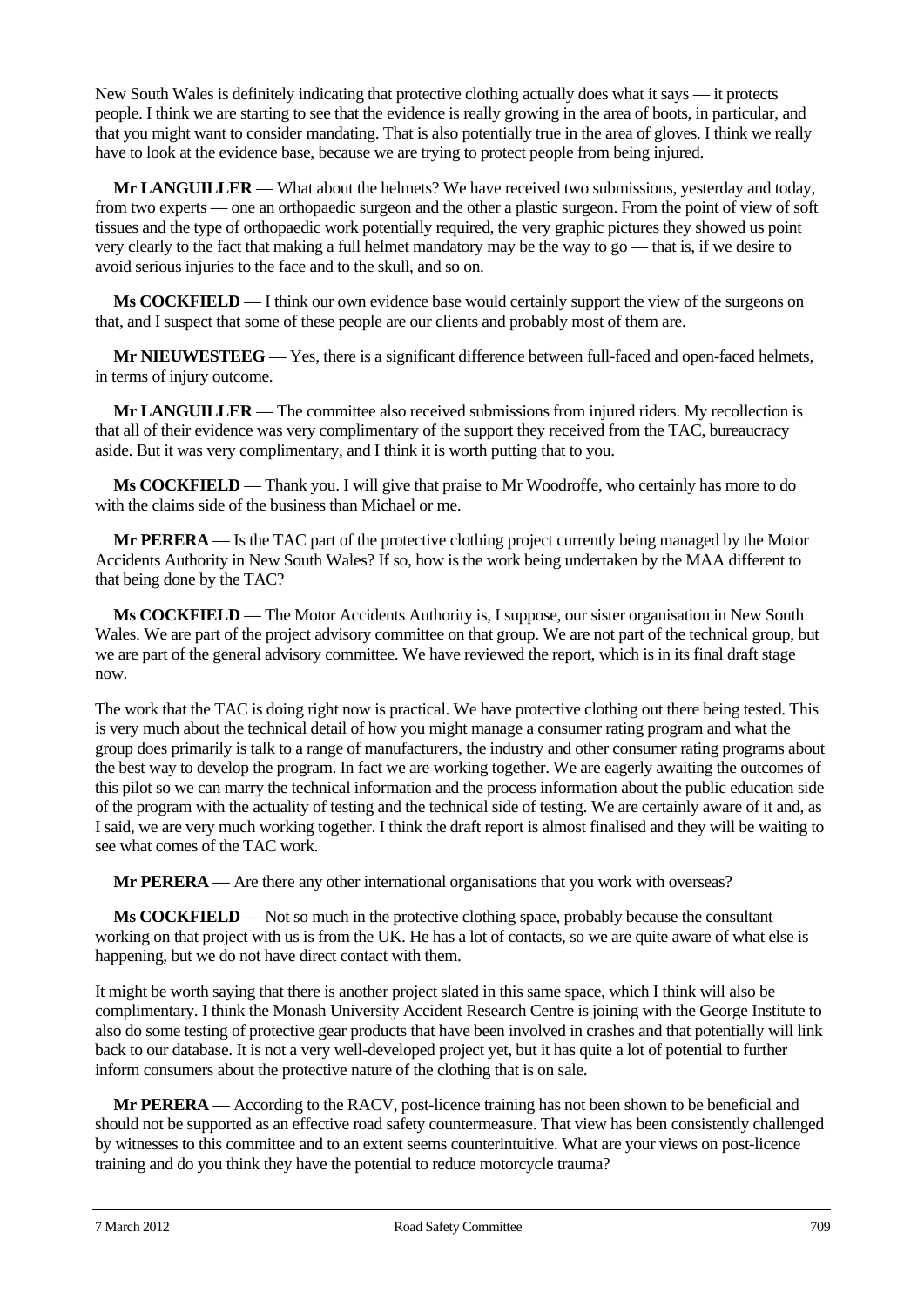New South Wales is definitely indicating that protective clothing actually does what it says — it protects people. I think we are starting to see that the evidence is really growing in the area of boots, in particular, and that you might want to consider mandating. That is also potentially true in the area of gloves. I think we really have to look at the evidence base, because we are trying to protect people from being injured.

**Mr LANGUILLER** — What about the helmets? We have received two submissions, yesterday and today, from two experts — one an orthopaedic surgeon and the other a plastic surgeon. From the point of view of soft tissues and the type of orthopaedic work potentially required, the very graphic pictures they showed us point very clearly to the fact that making a full helmet mandatory may be the way to go — that is, if we desire to avoid serious injuries to the face and to the skull, and so on.

**Ms COCKFIELD** — I think our own evidence base would certainly support the view of the surgeons on that, and I suspect that some of these people are our clients and probably most of them are.

**Mr NIEUWESTEEG** — Yes, there is a significant difference between full-faced and open-faced helmets, in terms of injury outcome.

**Mr LANGUILLER** — The committee also received submissions from injured riders. My recollection is that all of their evidence was very complimentary of the support they received from the TAC, bureaucracy aside. But it was very complimentary, and I think it is worth putting that to you.

**Ms COCKFIELD** — Thank you. I will give that praise to Mr Woodroffe, who certainly has more to do with the claims side of the business than Michael or me.

**Mr PERERA** — Is the TAC part of the protective clothing project currently being managed by the Motor Accidents Authority in New South Wales? If so, how is the work being undertaken by the MAA different to that being done by the TAC?

**Ms COCKFIELD** — The Motor Accidents Authority is, I suppose, our sister organisation in New South Wales. We are part of the project advisory committee on that group. We are not part of the technical group, but we are part of the general advisory committee. We have reviewed the report, which is in its final draft stage now.

The work that the TAC is doing right now is practical. We have protective clothing out there being tested. This is very much about the technical detail of how you might manage a consumer rating program and what the group does primarily is talk to a range of manufacturers, the industry and other consumer rating programs about the best way to develop the program. In fact we are working together. We are eagerly awaiting the outcomes of this pilot so we can marry the technical information and the process information about the public education side of the program with the actuality of testing and the technical side of testing. We are certainly aware of it and, as I said, we are very much working together. I think the draft report is almost finalised and they will be waiting to see what comes of the TAC work.

**Mr PERERA** — Are there any other international organisations that you work with overseas?

**Ms COCKFIELD** — Not so much in the protective clothing space, probably because the consultant working on that project with us is from the UK. He has a lot of contacts, so we are quite aware of what else is happening, but we do not have direct contact with them.

It might be worth saying that there is another project slated in this same space, which I think will also be complimentary. I think the Monash University Accident Research Centre is joining with the George Institute to also do some testing of protective gear products that have been involved in crashes and that potentially will link back to our database. It is not a very well-developed project yet, but it has quite a lot of potential to further inform consumers about the protective nature of the clothing that is on sale.

**Mr PERERA** — According to the RACV, post-licence training has not been shown to be beneficial and should not be supported as an effective road safety countermeasure. That view has been consistently challenged by witnesses to this committee and to an extent seems counterintuitive. What are your views on post-licence training and do you think they have the potential to reduce motorcycle trauma?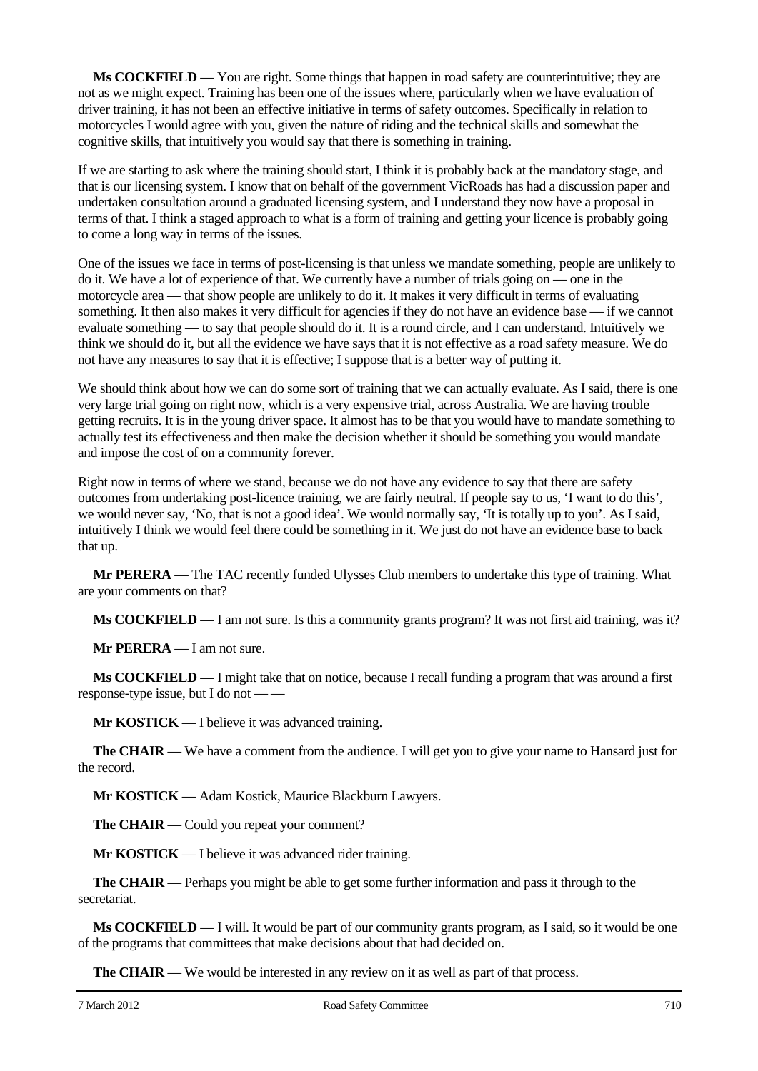**Ms COCKFIELD** — You are right. Some things that happen in road safety are counterintuitive; they are not as we might expect. Training has been one of the issues where, particularly when we have evaluation of driver training, it has not been an effective initiative in terms of safety outcomes. Specifically in relation to motorcycles I would agree with you, given the nature of riding and the technical skills and somewhat the cognitive skills, that intuitively you would say that there is something in training.

If we are starting to ask where the training should start, I think it is probably back at the mandatory stage, and that is our licensing system. I know that on behalf of the government VicRoads has had a discussion paper and undertaken consultation around a graduated licensing system, and I understand they now have a proposal in terms of that. I think a staged approach to what is a form of training and getting your licence is probably going to come a long way in terms of the issues.

One of the issues we face in terms of post-licensing is that unless we mandate something, people are unlikely to do it. We have a lot of experience of that. We currently have a number of trials going on — one in the motorcycle area — that show people are unlikely to do it. It makes it very difficult in terms of evaluating something. It then also makes it very difficult for agencies if they do not have an evidence base — if we cannot evaluate something — to say that people should do it. It is a round circle, and I can understand. Intuitively we think we should do it, but all the evidence we have says that it is not effective as a road safety measure. We do not have any measures to say that it is effective; I suppose that is a better way of putting it.

We should think about how we can do some sort of training that we can actually evaluate. As I said, there is one very large trial going on right now, which is a very expensive trial, across Australia. We are having trouble getting recruits. It is in the young driver space. It almost has to be that you would have to mandate something to actually test its effectiveness and then make the decision whether it should be something you would mandate and impose the cost of on a community forever.

Right now in terms of where we stand, because we do not have any evidence to say that there are safety outcomes from undertaking post-licence training, we are fairly neutral. If people say to us, 'I want to do this', we would never say, 'No, that is not a good idea'. We would normally say, 'It is totally up to you'. As I said, intuitively I think we would feel there could be something in it. We just do not have an evidence base to back that up.

**Mr PERERA** — The TAC recently funded Ulysses Club members to undertake this type of training. What are your comments on that?

**Ms COCKFIELD** — I am not sure. Is this a community grants program? It was not first aid training, was it?

**Mr PERERA** — I am not sure.

**Ms COCKFIELD** — I might take that on notice, because I recall funding a program that was around a first response-type issue, but I do not — —

**Mr KOSTICK** — I believe it was advanced training.

**The CHAIR** — We have a comment from the audience. I will get you to give your name to Hansard just for the record.

**Mr KOSTICK** — Adam Kostick, Maurice Blackburn Lawyers.

**The CHAIR** — Could you repeat your comment?

**Mr KOSTICK** — I believe it was advanced rider training.

**The CHAIR** — Perhaps you might be able to get some further information and pass it through to the secretariat.

**Ms COCKFIELD** — I will. It would be part of our community grants program, as I said, so it would be one of the programs that committees that make decisions about that had decided on.

**The CHAIR** — We would be interested in any review on it as well as part of that process.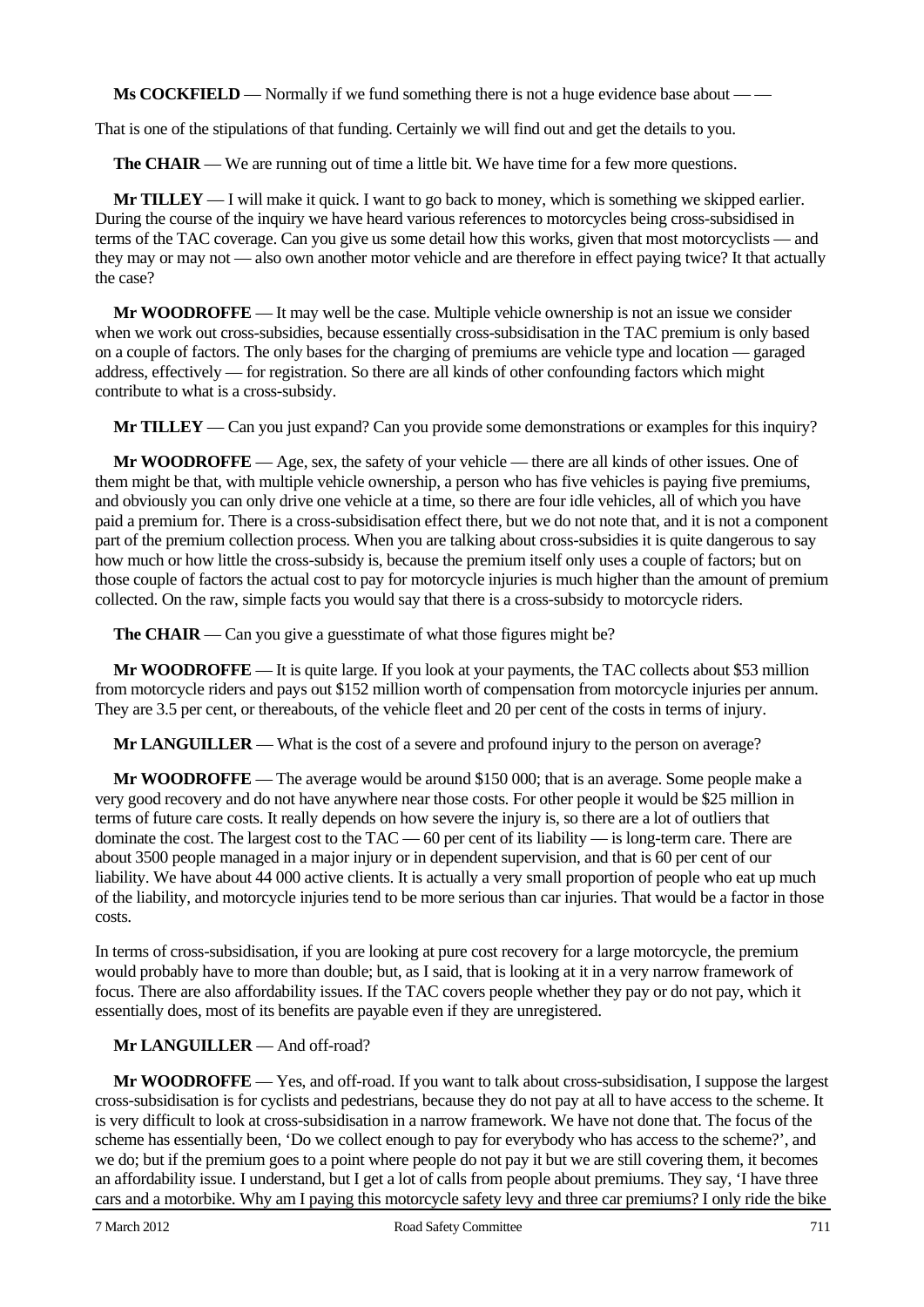**Ms COCKFIELD** — Normally if we fund something there is not a huge evidence base about — —

That is one of the stipulations of that funding. Certainly we will find out and get the details to you.

**The CHAIR** — We are running out of time a little bit. We have time for a few more questions.

**Mr TILLEY** — I will make it quick. I want to go back to money, which is something we skipped earlier. During the course of the inquiry we have heard various references to motorcycles being cross-subsidised in terms of the TAC coverage. Can you give us some detail how this works, given that most motorcyclists — and they may or may not — also own another motor vehicle and are therefore in effect paying twice? It that actually the case?

**Mr WOODROFFE** — It may well be the case. Multiple vehicle ownership is not an issue we consider when we work out cross-subsidies, because essentially cross-subsidisation in the TAC premium is only based on a couple of factors. The only bases for the charging of premiums are vehicle type and location — garaged address, effectively — for registration. So there are all kinds of other confounding factors which might contribute to what is a cross-subsidy.

**Mr TILLEY** — Can you just expand? Can you provide some demonstrations or examples for this inquiry?

**Mr WOODROFFE** — Age, sex, the safety of your vehicle — there are all kinds of other issues. One of them might be that, with multiple vehicle ownership, a person who has five vehicles is paying five premiums, and obviously you can only drive one vehicle at a time, so there are four idle vehicles, all of which you have paid a premium for. There is a cross-subsidisation effect there, but we do not note that, and it is not a component part of the premium collection process. When you are talking about cross-subsidies it is quite dangerous to say how much or how little the cross-subsidy is, because the premium itself only uses a couple of factors; but on those couple of factors the actual cost to pay for motorcycle injuries is much higher than the amount of premium collected. On the raw, simple facts you would say that there is a cross-subsidy to motorcycle riders.

**The CHAIR** — Can you give a guesstimate of what those figures might be?

**Mr WOODROFFE** — It is quite large. If you look at your payments, the TAC collects about \$53 million from motorcycle riders and pays out \$152 million worth of compensation from motorcycle injuries per annum. They are 3.5 per cent, or thereabouts, of the vehicle fleet and 20 per cent of the costs in terms of injury.

**Mr LANGUILLER** — What is the cost of a severe and profound injury to the person on average?

**Mr WOODROFFE** — The average would be around \$150 000; that is an average. Some people make a very good recovery and do not have anywhere near those costs. For other people it would be \$25 million in terms of future care costs. It really depends on how severe the injury is, so there are a lot of outliers that dominate the cost. The largest cost to the TAC — 60 per cent of its liability — is long-term care. There are about 3500 people managed in a major injury or in dependent supervision, and that is 60 per cent of our liability. We have about 44 000 active clients. It is actually a very small proportion of people who eat up much of the liability, and motorcycle injuries tend to be more serious than car injuries. That would be a factor in those costs.

In terms of cross-subsidisation, if you are looking at pure cost recovery for a large motorcycle, the premium would probably have to more than double; but, as I said, that is looking at it in a very narrow framework of focus. There are also affordability issues. If the TAC covers people whether they pay or do not pay, which it essentially does, most of its benefits are payable even if they are unregistered.

**Mr LANGUILLER** — And off-road?

**Mr WOODROFFE** — Yes, and off-road. If you want to talk about cross-subsidisation, I suppose the largest cross-subsidisation is for cyclists and pedestrians, because they do not pay at all to have access to the scheme. It is very difficult to look at cross-subsidisation in a narrow framework. We have not done that. The focus of the scheme has essentially been, 'Do we collect enough to pay for everybody who has access to the scheme?', and we do; but if the premium goes to a point where people do not pay it but we are still covering them, it becomes an affordability issue. I understand, but I get a lot of calls from people about premiums. They say, 'I have three cars and a motorbike. Why am I paying this motorcycle safety levy and three car premiums? I only ride the bike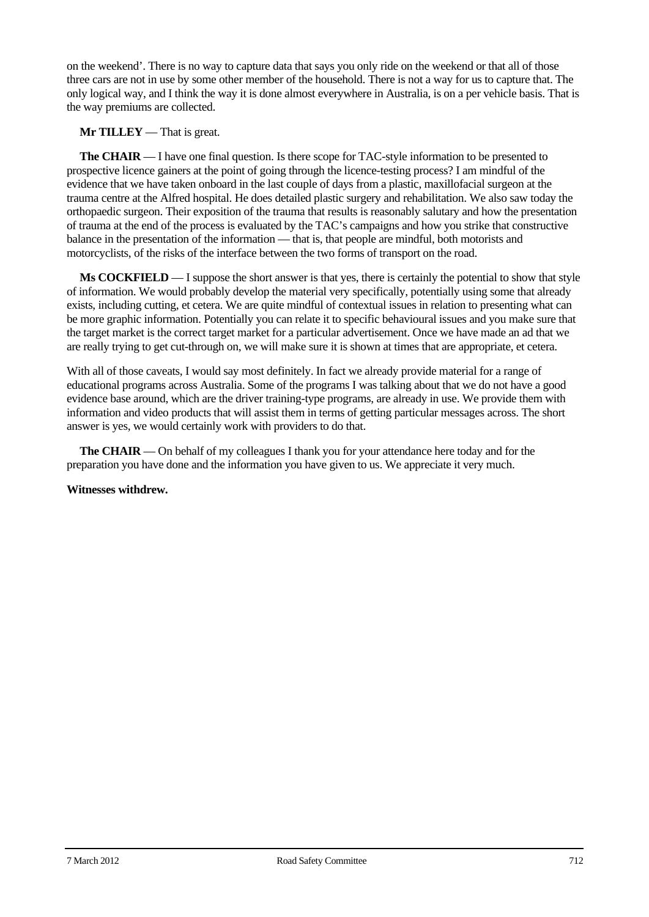on the weekend'. There is no way to capture data that says you only ride on the weekend or that all of those three cars are not in use by some other member of the household. There is not a way for us to capture that. The only logical way, and I think the way it is done almost everywhere in Australia, is on a per vehicle basis. That is the way premiums are collected.

**Mr TILLEY** — That is great.

**The CHAIR** — I have one final question. Is there scope for TAC-style information to be presented to prospective licence gainers at the point of going through the licence-testing process? I am mindful of the evidence that we have taken onboard in the last couple of days from a plastic, maxillofacial surgeon at the trauma centre at the Alfred hospital. He does detailed plastic surgery and rehabilitation. We also saw today the orthopaedic surgeon. Their exposition of the trauma that results is reasonably salutary and how the presentation of trauma at the end of the process is evaluated by the TAC's campaigns and how you strike that constructive balance in the presentation of the information — that is, that people are mindful, both motorists and motorcyclists, of the risks of the interface between the two forms of transport on the road.

**Ms COCKFIELD** — I suppose the short answer is that yes, there is certainly the potential to show that style of information. We would probably develop the material very specifically, potentially using some that already exists, including cutting, et cetera. We are quite mindful of contextual issues in relation to presenting what can be more graphic information. Potentially you can relate it to specific behavioural issues and you make sure that the target market is the correct target market for a particular advertisement. Once we have made an ad that we are really trying to get cut-through on, we will make sure it is shown at times that are appropriate, et cetera.

With all of those caveats, I would say most definitely. In fact we already provide material for a range of educational programs across Australia. Some of the programs I was talking about that we do not have a good evidence base around, which are the driver training-type programs, are already in use. We provide them with information and video products that will assist them in terms of getting particular messages across. The short answer is yes, we would certainly work with providers to do that.

**The CHAIR** — On behalf of my colleagues I thank you for your attendance here today and for the preparation you have done and the information you have given to us. We appreciate it very much.

**Witnesses withdrew.**